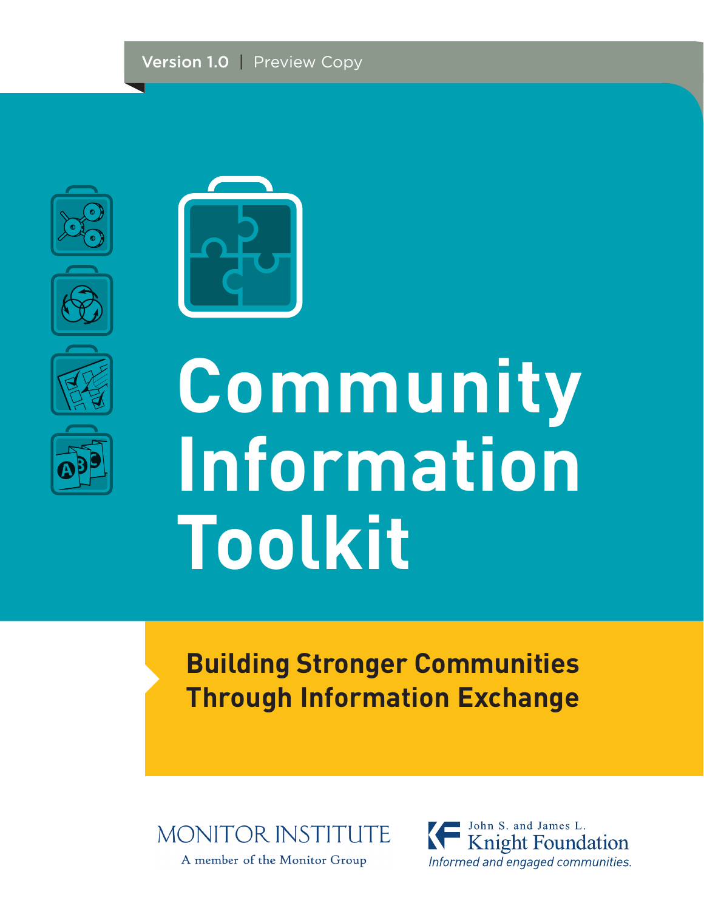Version 1.0 | Preview Copy

# Community Information Toolkit

## Building Stronger Communities Through Information Exchange

MONITOR INSTITUTE
A member of the Monitor Group

John S. and James L. Knight Foundation
*Informed and engaged communities.*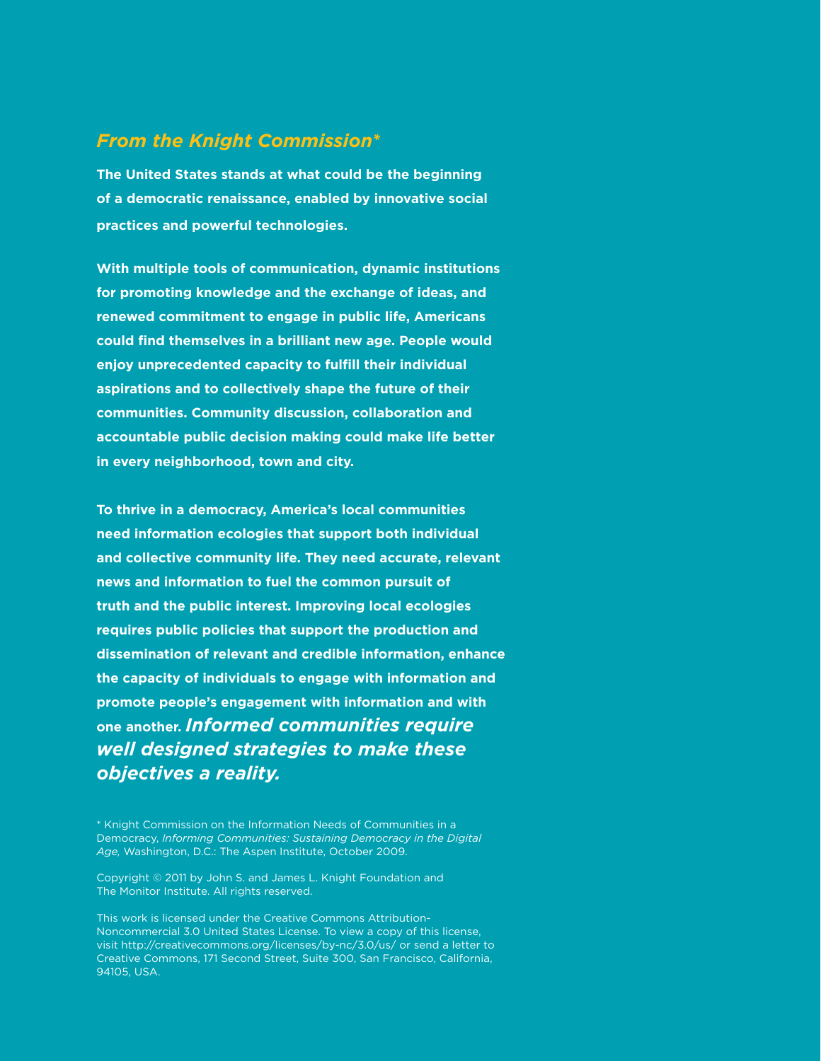## *From the Knight Commission**

**The United States stands at what could be the beginning of a democratic renaissance, enabled by innovative social practices and powerful technologies.**

**With multiple tools of communication, dynamic institutions for promoting knowledge and the exchange of ideas, and renewed commitment to engage in public life, Americans could find themselves in a brilliant new age. People would enjoy unprecedented capacity to fulfill their individual aspirations and to collectively shape the future of their communities. Community discussion, collaboration and accountable public decision making could make life better in every neighborhood, town and city.**

**To thrive in a democracy, America's local communities need information ecologies that support both individual and collective community life. They need accurate, relevant news and information to fuel the common pursuit of truth and the public interest. Improving local ecologies requires public policies that support the production and dissemination of relevant and credible information, enhance the capacity of individuals to engage with information and promote people's engagement with information and with one another.** ***Informed communities require well designed strategies to make these objectives a reality.***

\* Knight Commission on the Information Needs of Communities in a Democracy, *Informing Communities: Sustaining Democracy in the Digital Age,* Washington, D.C.: The Aspen Institute, October 2009.

Copyright © 2011 by John S. and James L. Knight Foundation and The Monitor Institute. All rights reserved.

This work is licensed under the Creative Commons Attribution-Noncommercial 3.0 United States License. To view a copy of this license, visit http://creativecommons.org/licenses/by-nc/3.0/us/ or send a letter to Creative Commons, 171 Second Street, Suite 300, San Francisco, California, 94105, USA.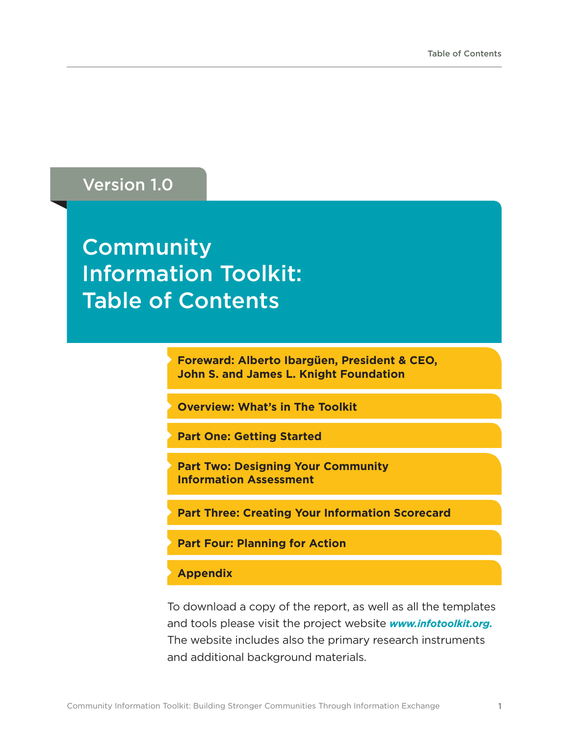Version 1.0

# Community Information Toolkit: Table of Contents

**Foreward: Alberto Ibargüen, President & CEO, John S. and James L. Knight Foundation**

**Overview: What's in The Toolkit**

**Part One: Getting Started**

**Part Two: Designing Your Community Information Assessment**

**Part Three: Creating Your Information Scorecard**

**Part Four: Planning for Action**

**Appendix**

To download a copy of the report, as well as all the templates and tools please visit the project website ***www.infotoolkit.org.*** The website includes also the primary research instruments and additional background materials.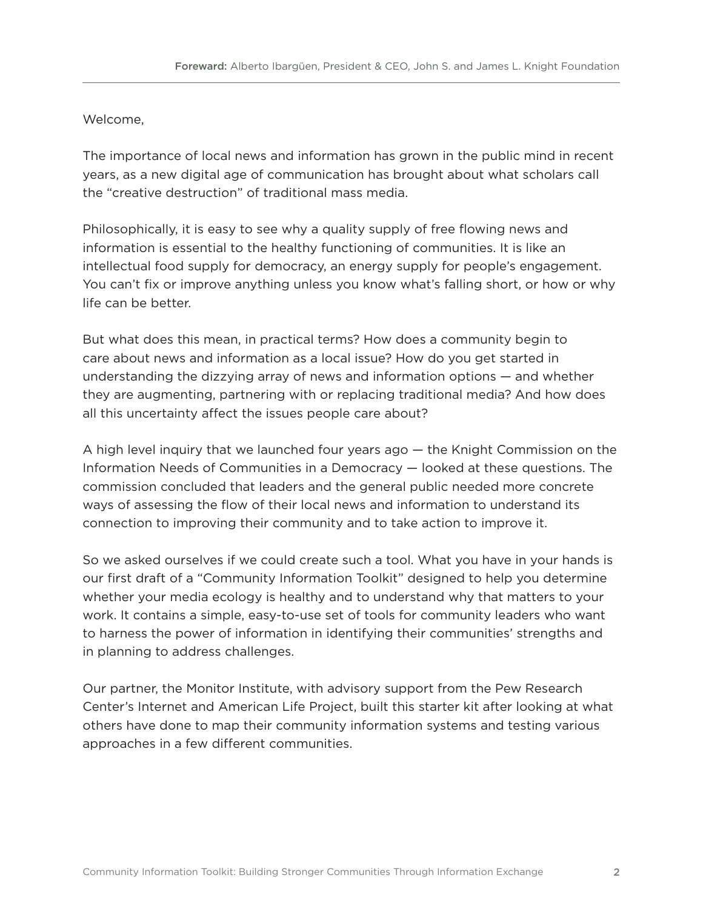Welcome,

The importance of local news and information has grown in the public mind in recent years, as a new digital age of communication has brought about what scholars call the "creative destruction" of traditional mass media.

Philosophically, it is easy to see why a quality supply of free flowing news and information is essential to the healthy functioning of communities. It is like an intellectual food supply for democracy, an energy supply for people's engagement. You can't fix or improve anything unless you know what's falling short, or how or why life can be better.

But what does this mean, in practical terms? How does a community begin to care about news and information as a local issue? How do you get started in understanding the dizzying array of news and information options — and whether they are augmenting, partnering with or replacing traditional media? And how does all this uncertainty affect the issues people care about?

A high level inquiry that we launched four years ago — the Knight Commission on the Information Needs of Communities in a Democracy — looked at these questions. The commission concluded that leaders and the general public needed more concrete ways of assessing the flow of their local news and information to understand its connection to improving their community and to take action to improve it.

So we asked ourselves if we could create such a tool. What you have in your hands is our first draft of a "Community Information Toolkit" designed to help you determine whether your media ecology is healthy and to understand why that matters to your work. It contains a simple, easy-to-use set of tools for community leaders who want to harness the power of information in identifying their communities' strengths and in planning to address challenges.

Our partner, the Monitor Institute, with advisory support from the Pew Research Center's Internet and American Life Project, built this starter kit after looking at what others have done to map their community information systems and testing various approaches in a few different communities.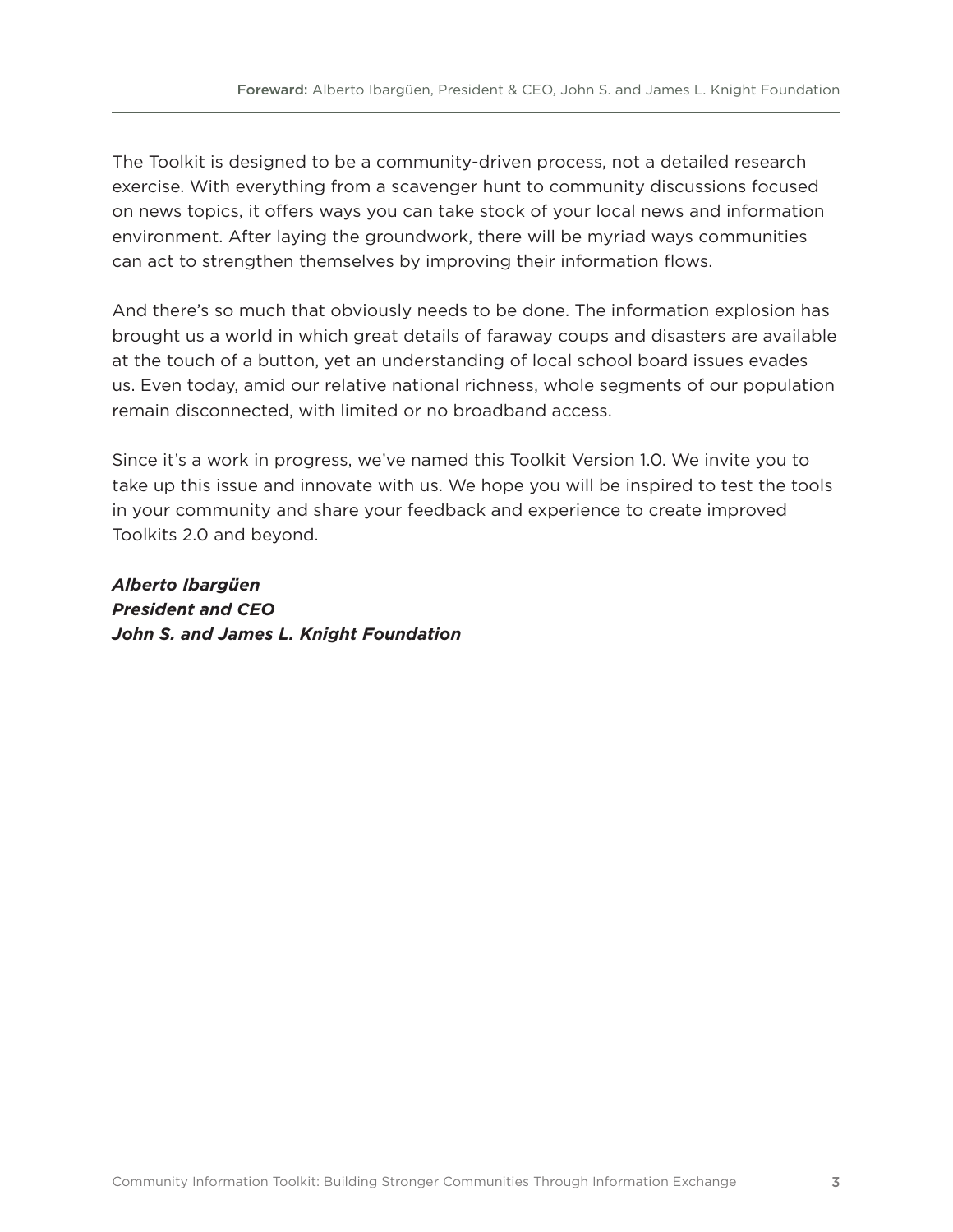The Toolkit is designed to be a community-driven process, not a detailed research exercise. With everything from a scavenger hunt to community discussions focused on news topics, it offers ways you can take stock of your local news and information environment. After laying the groundwork, there will be myriad ways communities can act to strengthen themselves by improving their information flows.

And there's so much that obviously needs to be done. The information explosion has brought us a world in which great details of faraway coups and disasters are available at the touch of a button, yet an understanding of local school board issues evades us. Even today, amid our relative national richness, whole segments of our population remain disconnected, with limited or no broadband access.

Since it's a work in progress, we've named this Toolkit Version 1.0. We invite you to take up this issue and innovate with us. We hope you will be inspired to test the tools in your community and share your feedback and experience to create improved Toolkits 2.0 and beyond.

***Alberto Ibargüen***
***President and CEO***
***John S. and James L. Knight Foundation***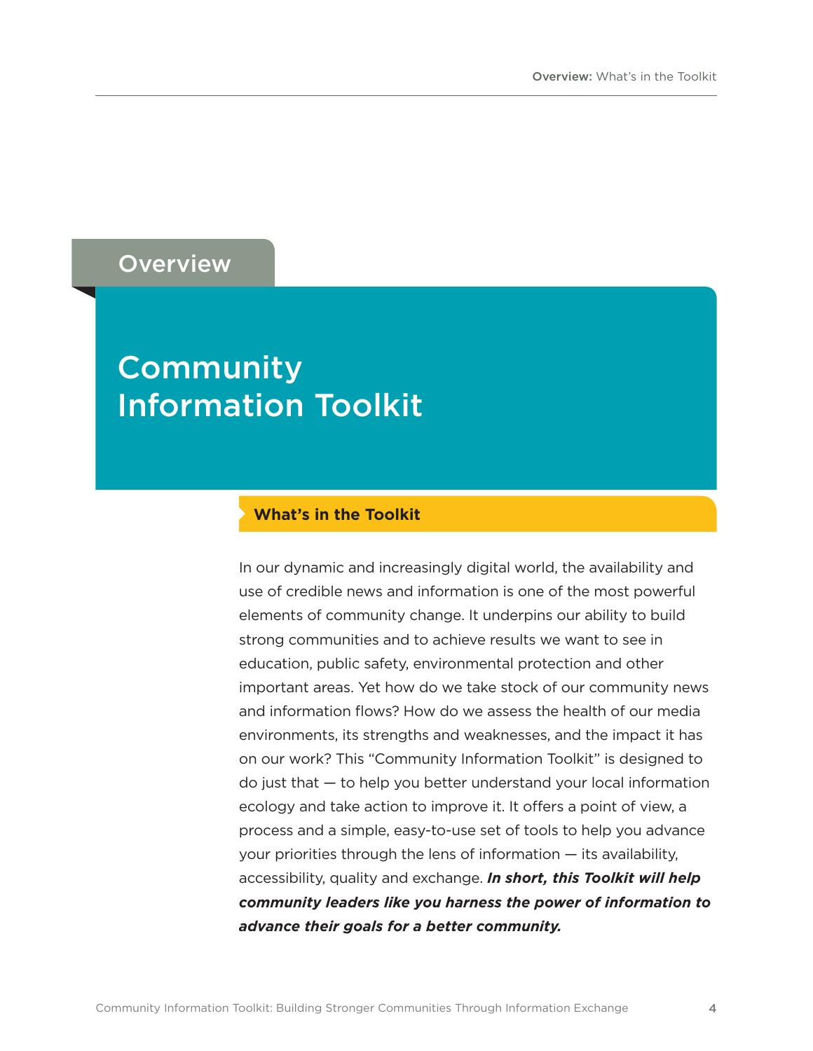## Overview

# Community Information Toolkit

### What's in the Toolkit

In our dynamic and increasingly digital world, the availability and use of credible news and information is one of the most powerful elements of community change. It underpins our ability to build strong communities and to achieve results we want to see in education, public safety, environmental protection and other important areas. Yet how do we take stock of our community news and information flows? How do we assess the health of our media environments, its strengths and weaknesses, and the impact it has on our work? This "Community Information Toolkit" is designed to do just that — to help you better understand your local information ecology and take action to improve it. It offers a point of view, a process and a simple, easy-to-use set of tools to help you advance your priorities through the lens of information — its availability, accessibility, quality and exchange. ***In short, this Toolkit will help community leaders like you harness the power of information to advance their goals for a better community.***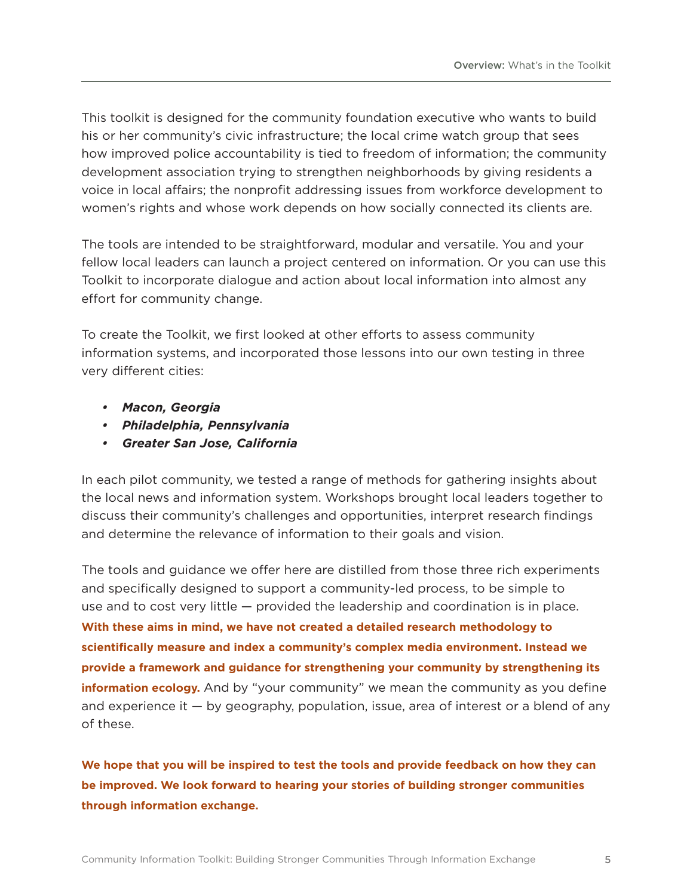This toolkit is designed for the community foundation executive who wants to build his or her community's civic infrastructure; the local crime watch group that sees how improved police accountability is tied to freedom of information; the community development association trying to strengthen neighborhoods by giving residents a voice in local affairs; the nonprofit addressing issues from workforce development to women's rights and whose work depends on how socially connected its clients are.

The tools are intended to be straightforward, modular and versatile. You and your fellow local leaders can launch a project centered on information. Or you can use this Toolkit to incorporate dialogue and action about local information into almost any effort for community change.

To create the Toolkit, we first looked at other efforts to assess community information systems, and incorporated those lessons into our own testing in three very different cities:

- ***Macon, Georgia***
- ***Philadelphia, Pennsylvania***
- ***Greater San Jose, California***

In each pilot community, we tested a range of methods for gathering insights about the local news and information system. Workshops brought local leaders together to discuss their community's challenges and opportunities, interpret research findings and determine the relevance of information to their goals and vision.

The tools and guidance we offer here are distilled from those three rich experiments and specifically designed to support a community-led process, to be simple to use and to cost very little — provided the leadership and coordination is in place. **With these aims in mind, we have not created a detailed research methodology to scientifically measure and index a community's complex media environment. Instead we provide a framework and guidance for strengthening your community by strengthening its information ecology.** And by "your community" we mean the community as you define and experience it — by geography, population, issue, area of interest or a blend of any of these.

**We hope that you will be inspired to test the tools and provide feedback on how they can be improved. We look forward to hearing your stories of building stronger communities through information exchange.**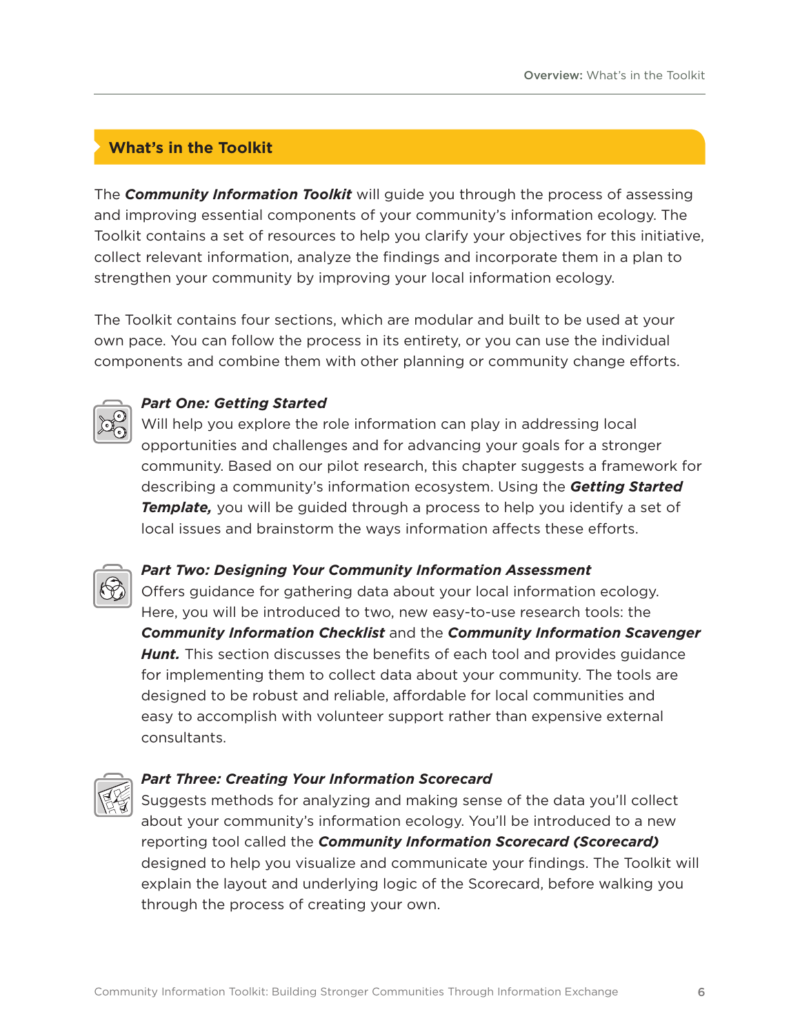## What's in the Toolkit

The ***Community Information Toolkit*** will guide you through the process of assessing and improving essential components of your community's information ecology. The Toolkit contains a set of resources to help you clarify your objectives for this initiative, collect relevant information, analyze the findings and incorporate them in a plan to strengthen your community by improving your local information ecology.

The Toolkit contains four sections, which are modular and built to be used at your own pace. You can follow the process in its entirety, or you can use the individual components and combine them with other planning or community change efforts.

***Part One: Getting Started***
Will help you explore the role information can play in addressing local opportunities and challenges and for advancing your goals for a stronger community. Based on our pilot research, this chapter suggests a framework for describing a community's information ecosystem. Using the ***Getting Started Template,*** you will be guided through a process to help you identify a set of local issues and brainstorm the ways information affects these efforts.

***Part Two: Designing Your Community Information Assessment***
Offers guidance for gathering data about your local information ecology. Here, you will be introduced to two, new easy-to-use research tools: the ***Community Information Checklist*** and the ***Community Information Scavenger Hunt.*** This section discusses the benefits of each tool and provides guidance for implementing them to collect data about your community. The tools are designed to be robust and reliable, affordable for local communities and easy to accomplish with volunteer support rather than expensive external consultants.

***Part Three: Creating Your Information Scorecard***
Suggests methods for analyzing and making sense of the data you'll collect about your community's information ecology. You'll be introduced to a new reporting tool called the ***Community Information Scorecard (Scorecard)*** designed to help you visualize and communicate your findings. The Toolkit will explain the layout and underlying logic of the Scorecard, before walking you through the process of creating your own.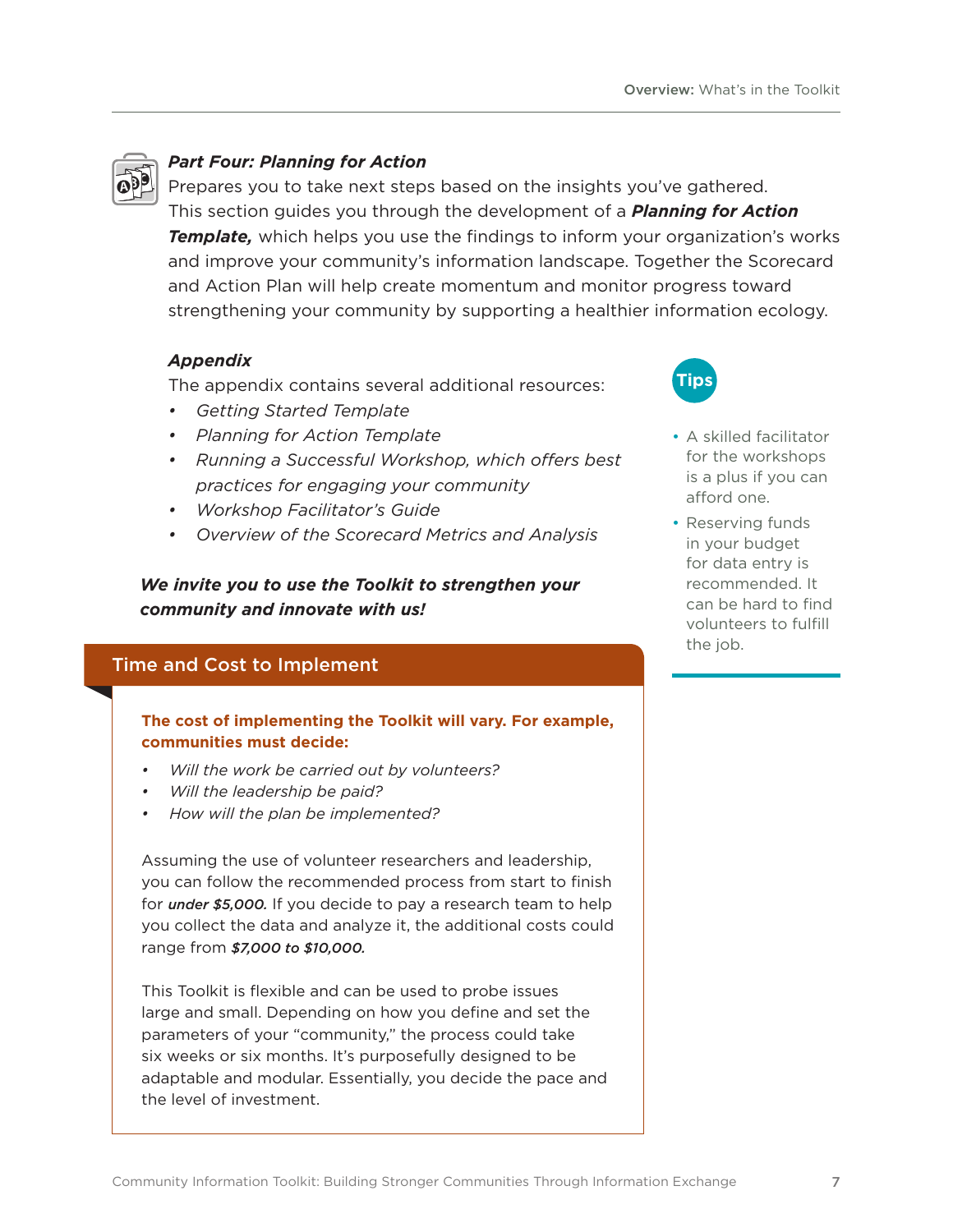### *Part Four: Planning for Action*

Prepares you to take next steps based on the insights you've gathered. This section guides you through the development of a ***Planning for Action Template,*** which helps you use the findings to inform your organization's works and improve your community's information landscape. Together the Scorecard and Action Plan will help create momentum and monitor progress toward strengthening your community by supporting a healthier information ecology.

### *Appendix*

The appendix contains several additional resources:

- *Getting Started Template*
- *Planning for Action Template*
- *Running a Successful Workshop, which offers best practices for engaging your community*
- *Workshop Facilitator's Guide*
- *Overview of the Scorecard Metrics and Analysis*

***We invite you to use the Toolkit to strengthen your community and innovate with us!***

**Tips**

- A skilled facilitator for the workshops is a plus if you can afford one.
- Reserving funds in your budget for data entry is recommended. It can be hard to find volunteers to fulfill the job.

## Time and Cost to Implement

**The cost of implementing the Toolkit will vary. For example, communities must decide:**

- *Will the work be carried out by volunteers?*
- *Will the leadership be paid?*
- *How will the plan be implemented?*

Assuming the use of volunteer researchers and leadership, you can follow the recommended process from start to finish for ***under $5,000.*** If you decide to pay a research team to help you collect the data and analyze it, the additional costs could range from ***$7,000 to $10,000.***

This Toolkit is flexible and can be used to probe issues large and small. Depending on how you define and set the parameters of your "community," the process could take six weeks or six months. It's purposefully designed to be adaptable and modular. Essentially, you decide the pace and the level of investment.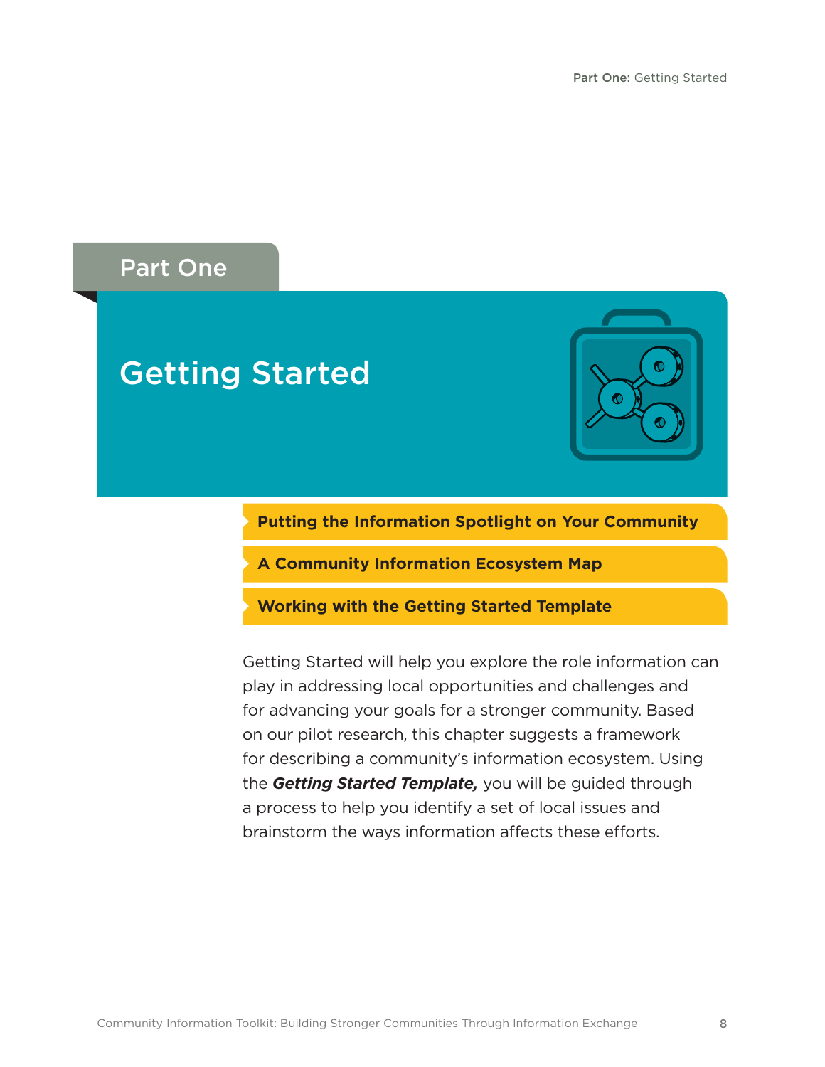Part One

# Getting Started

- **Putting the Information Spotlight on Your Community**
- **A Community Information Ecosystem Map**
- **Working with the Getting Started Template**

Getting Started will help you explore the role information can play in addressing local opportunities and challenges and for advancing your goals for a stronger community. Based on our pilot research, this chapter suggests a framework for describing a community's information ecosystem. Using the ***Getting Started Template,*** you will be guided through a process to help you identify a set of local issues and brainstorm the ways information affects these efforts.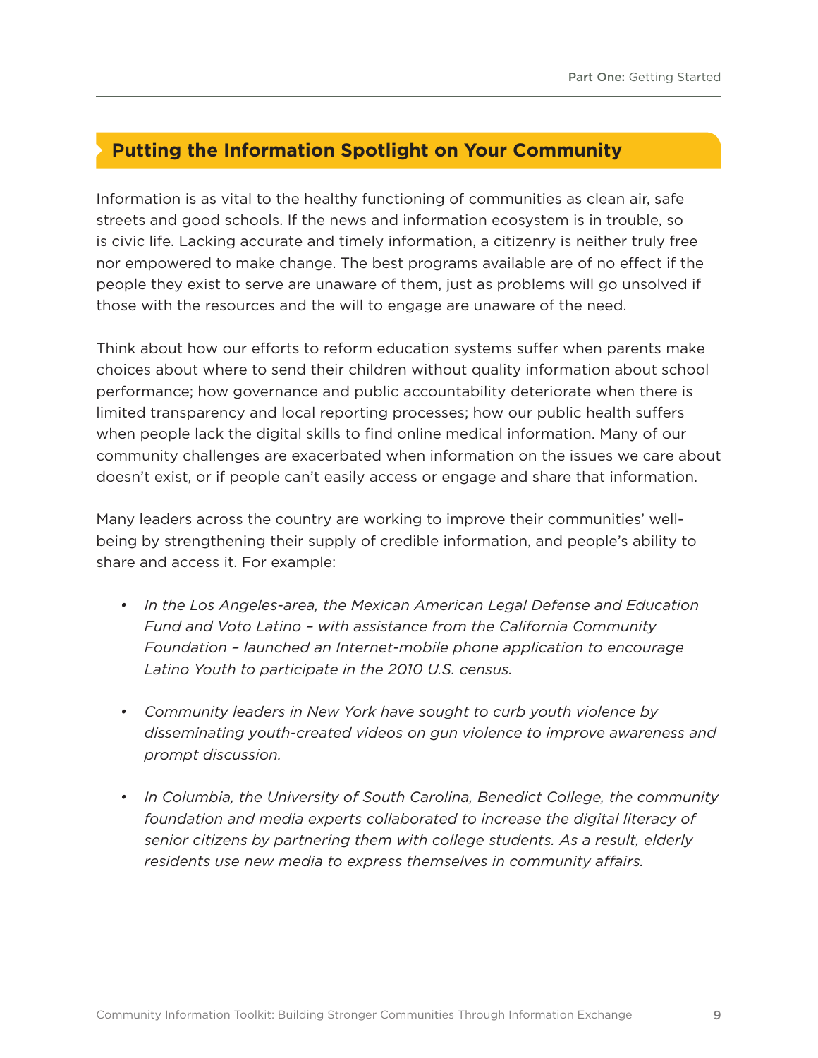## Putting the Information Spotlight on Your Community

Information is as vital to the healthy functioning of communities as clean air, safe streets and good schools. If the news and information ecosystem is in trouble, so is civic life. Lacking accurate and timely information, a citizenry is neither truly free nor empowered to make change. The best programs available are of no effect if the people they exist to serve are unaware of them, just as problems will go unsolved if those with the resources and the will to engage are unaware of the need.

Think about how our efforts to reform education systems suffer when parents make choices about where to send their children without quality information about school performance; how governance and public accountability deteriorate when there is limited transparency and local reporting processes; how our public health suffers when people lack the digital skills to find online medical information. Many of our community challenges are exacerbated when information on the issues we care about doesn't exist, or if people can't easily access or engage and share that information.

Many leaders across the country are working to improve their communities' well-being by strengthening their supply of credible information, and people's ability to share and access it. For example:

- *In the Los Angeles-area, the Mexican American Legal Defense and Education Fund and Voto Latino – with assistance from the California Community Foundation – launched an Internet-mobile phone application to encourage Latino Youth to participate in the 2010 U.S. census.*
- *Community leaders in New York have sought to curb youth violence by disseminating youth-created videos on gun violence to improve awareness and prompt discussion.*
- *In Columbia, the University of South Carolina, Benedict College, the community foundation and media experts collaborated to increase the digital literacy of senior citizens by partnering them with college students. As a result, elderly residents use new media to express themselves in community affairs.*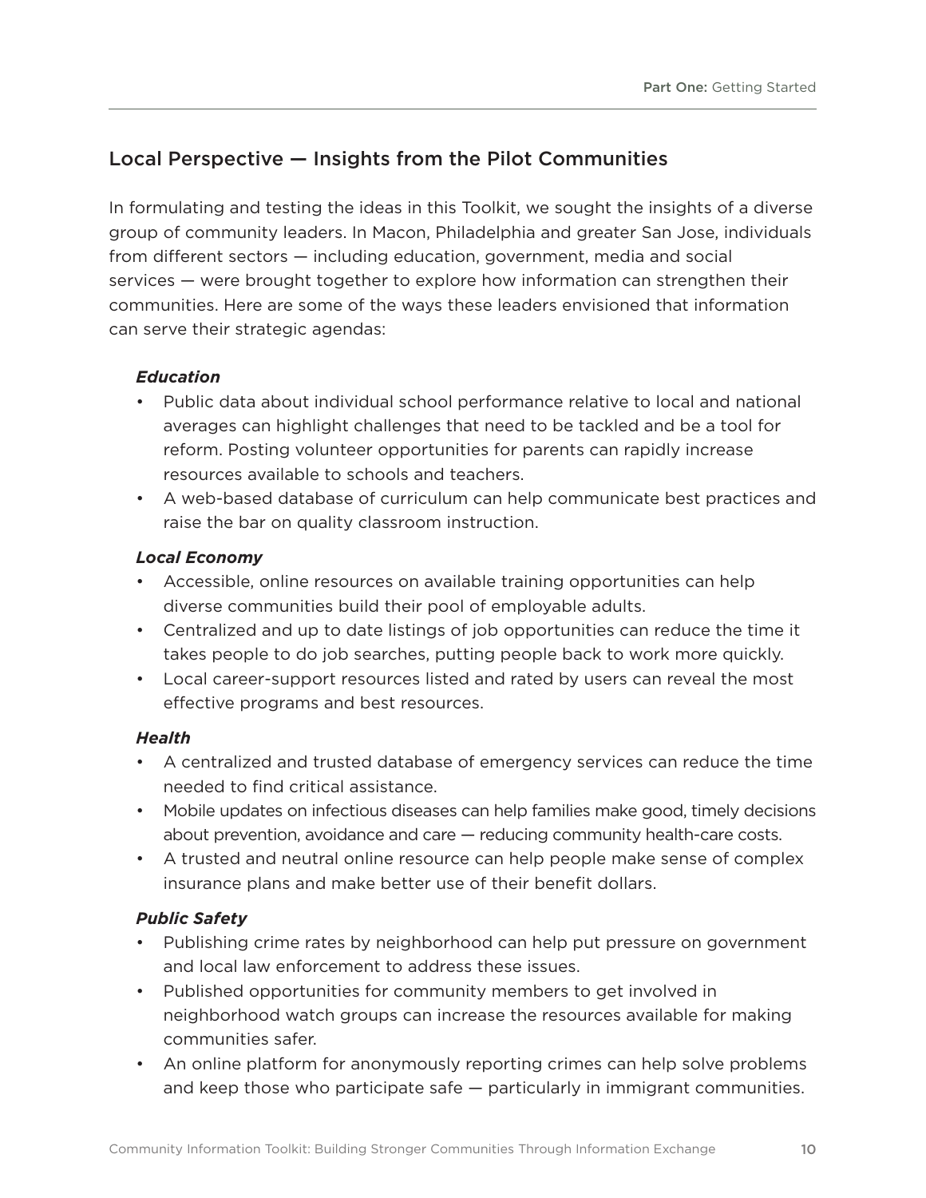## Local Perspective — Insights from the Pilot Communities

In formulating and testing the ideas in this Toolkit, we sought the insights of a diverse group of community leaders. In Macon, Philadelphia and greater San Jose, individuals from different sectors — including education, government, media and social services — were brought together to explore how information can strengthen their communities. Here are some of the ways these leaders envisioned that information can serve their strategic agendas:

***Education***

- Public data about individual school performance relative to local and national averages can highlight challenges that need to be tackled and be a tool for reform. Posting volunteer opportunities for parents can rapidly increase resources available to schools and teachers.
- A web-based database of curriculum can help communicate best practices and raise the bar on quality classroom instruction.

***Local Economy***

- Accessible, online resources on available training opportunities can help diverse communities build their pool of employable adults.
- Centralized and up to date listings of job opportunities can reduce the time it takes people to do job searches, putting people back to work more quickly.
- Local career-support resources listed and rated by users can reveal the most effective programs and best resources.

***Health***

- A centralized and trusted database of emergency services can reduce the time needed to find critical assistance.
- Mobile updates on infectious diseases can help families make good, timely decisions about prevention, avoidance and care — reducing community health-care costs.
- A trusted and neutral online resource can help people make sense of complex insurance plans and make better use of their benefit dollars.

***Public Safety***

- Publishing crime rates by neighborhood can help put pressure on government and local law enforcement to address these issues.
- Published opportunities for community members to get involved in neighborhood watch groups can increase the resources available for making communities safer.
- An online platform for anonymously reporting crimes can help solve problems and keep those who participate safe — particularly in immigrant communities.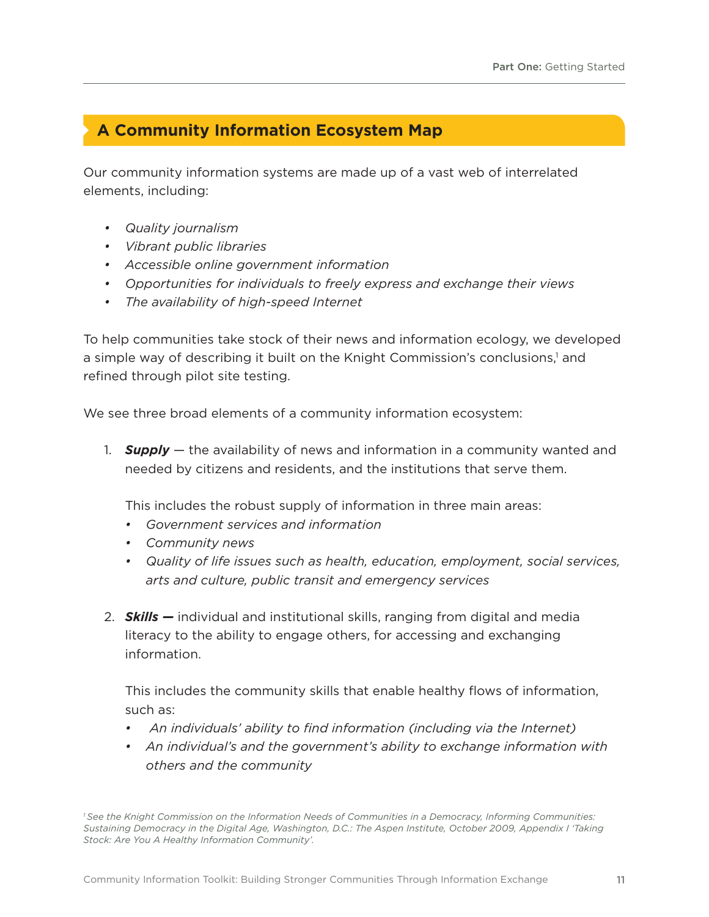## A Community Information Ecosystem Map

Our community information systems are made up of a vast web of interrelated elements, including:

- *Quality journalism*
- *Vibrant public libraries*
- *Accessible online government information*
- *Opportunities for individuals to freely express and exchange their views*
- *The availability of high-speed Internet*

To help communities take stock of their news and information ecology, we developed a simple way of describing it built on the Knight Commission's conclusions,[1] and refined through pilot site testing.

We see three broad elements of a community information ecosystem:

1. ***Supply*** — the availability of news and information in a community wanted and needed by citizens and residents, and the institutions that serve them.

   This includes the robust supply of information in three main areas:
   - *Government services and information*
   - *Community news*
   - *Quality of life issues such as health, education, employment, social services, arts and culture, public transit and emergency services*

2. ***Skills —*** individual and institutional skills, ranging from digital and media literacy to the ability to engage others, for accessing and exchanging information.

   This includes the community skills that enable healthy flows of information, such as:
   - *An individuals' ability to find information (including via the Internet)*
   - *An individual's and the government's ability to exchange information with others and the community*

[1] *See the Knight Commission on the Information Needs of Communities in a Democracy, Informing Communities: Sustaining Democracy in the Digital Age, Washington, D.C.: The Aspen Institute, October 2009, Appendix I 'Taking Stock: Are You A Healthy Information Community'.*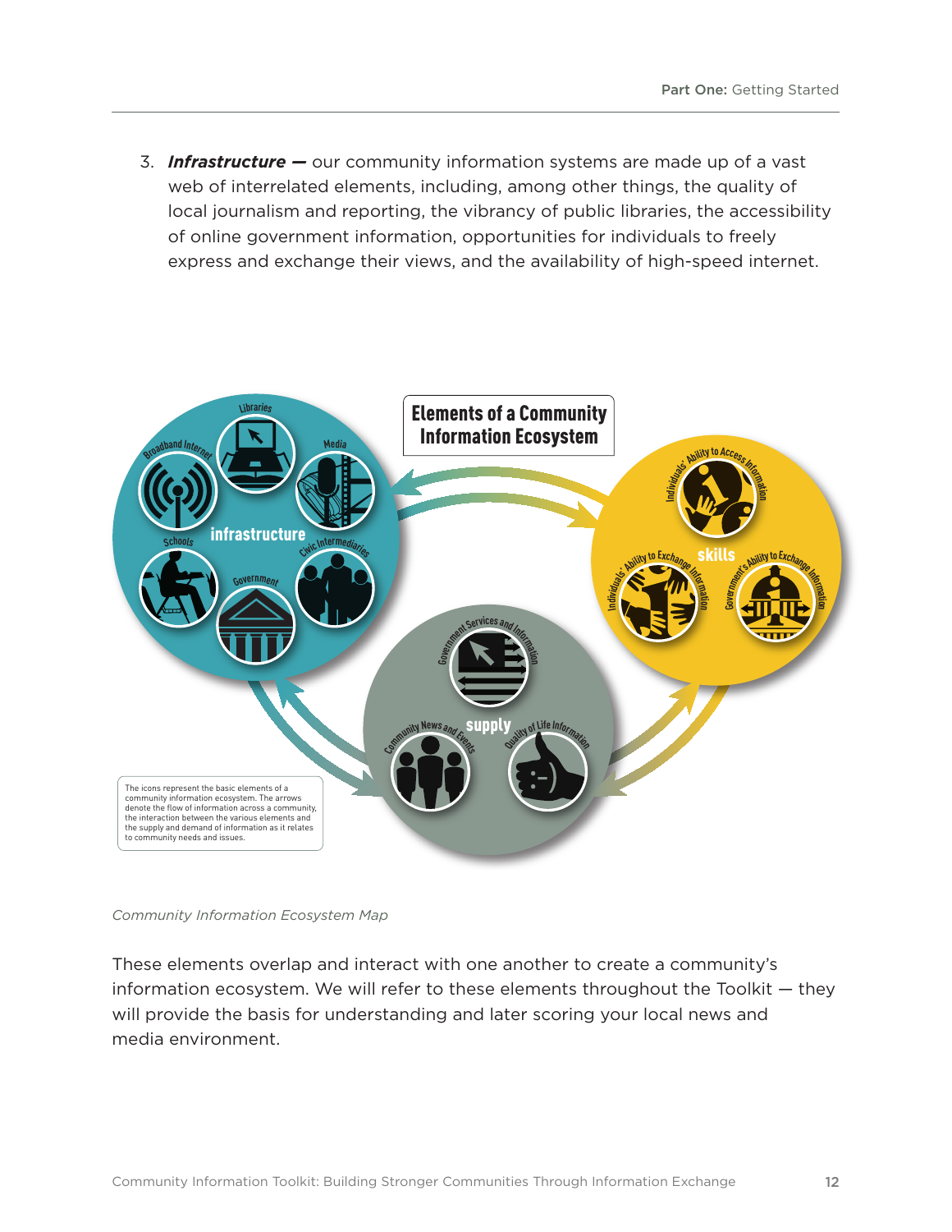3. ***Infrastructure —*** our community information systems are made up of a vast web of interrelated elements, including, among other things, the quality of local journalism and reporting, the vibrancy of public libraries, the accessibility of online government information, opportunities for individuals to freely express and exchange their views, and the availability of high-speed internet.

*Community Information Ecosystem Map*

These elements overlap and interact with one another to create a community's information ecosystem. We will refer to these elements throughout the Toolkit — they will provide the basis for understanding and later scoring your local news and media environment.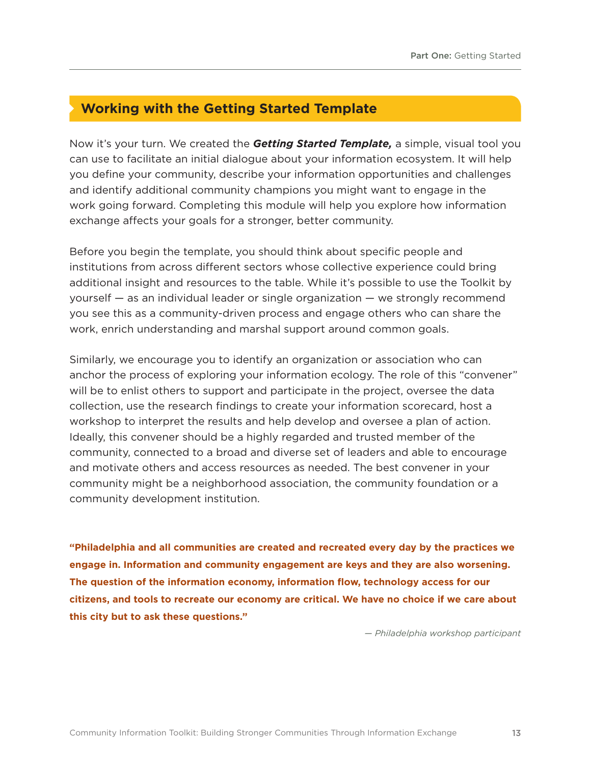## Working with the Getting Started Template

Now it's your turn. We created the ***Getting Started Template,*** a simple, visual tool you can use to facilitate an initial dialogue about your information ecosystem. It will help you define your community, describe your information opportunities and challenges and identify additional community champions you might want to engage in the work going forward. Completing this module will help you explore how information exchange affects your goals for a stronger, better community.

Before you begin the template, you should think about specific people and institutions from across different sectors whose collective experience could bring additional insight and resources to the table. While it's possible to use the Toolkit by yourself — as an individual leader or single organization — we strongly recommend you see this as a community-driven process and engage others who can share the work, enrich understanding and marshal support around common goals.

Similarly, we encourage you to identify an organization or association who can anchor the process of exploring your information ecology. The role of this "convener" will be to enlist others to support and participate in the project, oversee the data collection, use the research findings to create your information scorecard, host a workshop to interpret the results and help develop and oversee a plan of action. Ideally, this convener should be a highly regarded and trusted member of the community, connected to a broad and diverse set of leaders and able to encourage and motivate others and access resources as needed. The best convener in your community might be a neighborhood association, the community foundation or a community development institution.

**"Philadelphia and all communities are created and recreated every day by the practices we engage in. Information and community engagement are keys and they are also worsening. The question of the information economy, information flow, technology access for our citizens, and tools to recreate our economy are critical. We have no choice if we care about this city but to ask these questions."**

*— Philadelphia workshop participant*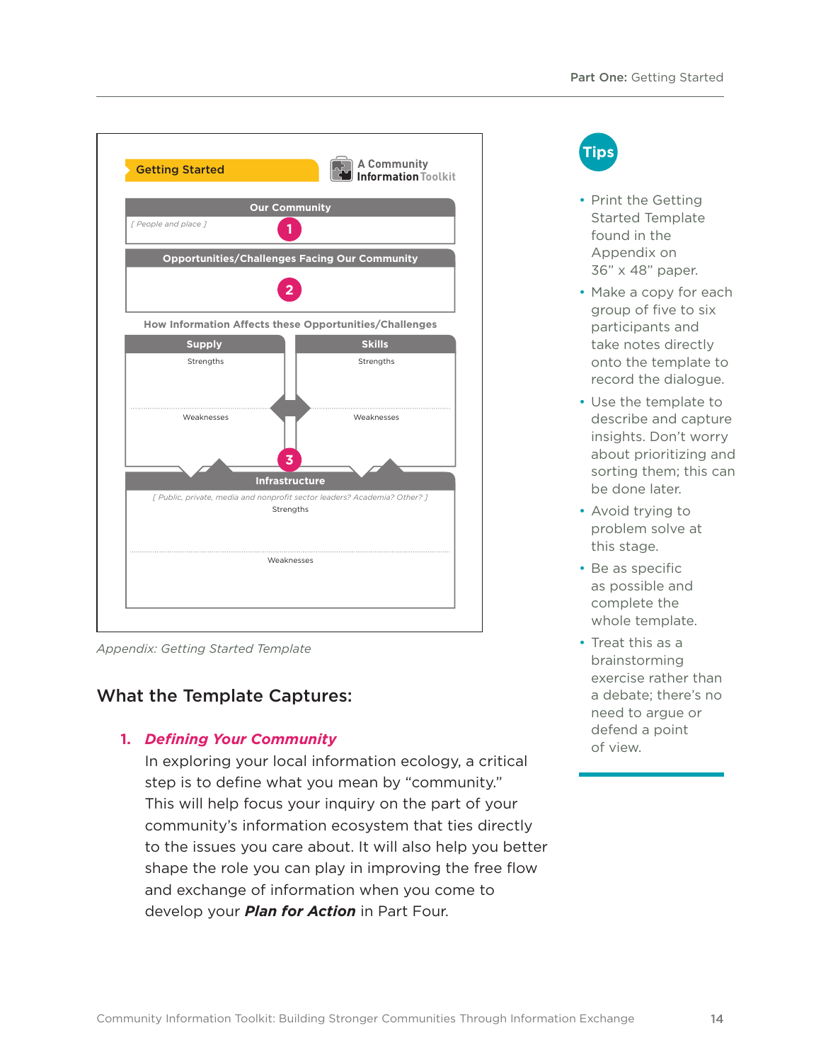Getting Started

A Community Information Toolkit

Our Community

[ People and place ]

1

Opportunities/Challenges Facing Our Community

2

How Information Affects these Opportunities/Challenges

Supply

Strengths

Weaknesses

Skills

Strengths

Weaknesses

3

Infrastructure

[ Public, private, media and nonprofit sector leaders? Academia? Other? ]

Strengths

Weaknesses

*Appendix: Getting Started Template*

## What the Template Captures:

1. ***Defining Your Community***
   In exploring your local information ecology, a critical step is to define what you mean by "community." This will help focus your inquiry on the part of your community's information ecosystem that ties directly to the issues you care about. It will also help you better shape the role you can play in improving the free flow and exchange of information when you come to develop your ***Plan for Action*** in Part Four.

### Tips

- Print the Getting Started Template found in the Appendix on 36" x 48" paper.
- Make a copy for each group of five to six participants and take notes directly onto the template to record the dialogue.
- Use the template to describe and capture insights. Don't worry about prioritizing and sorting them; this can be done later.
- Avoid trying to problem solve at this stage.
- Be as specific as possible and complete the whole template.
- Treat this as a brainstorming exercise rather than a debate; there's no need to argue or defend a point of view.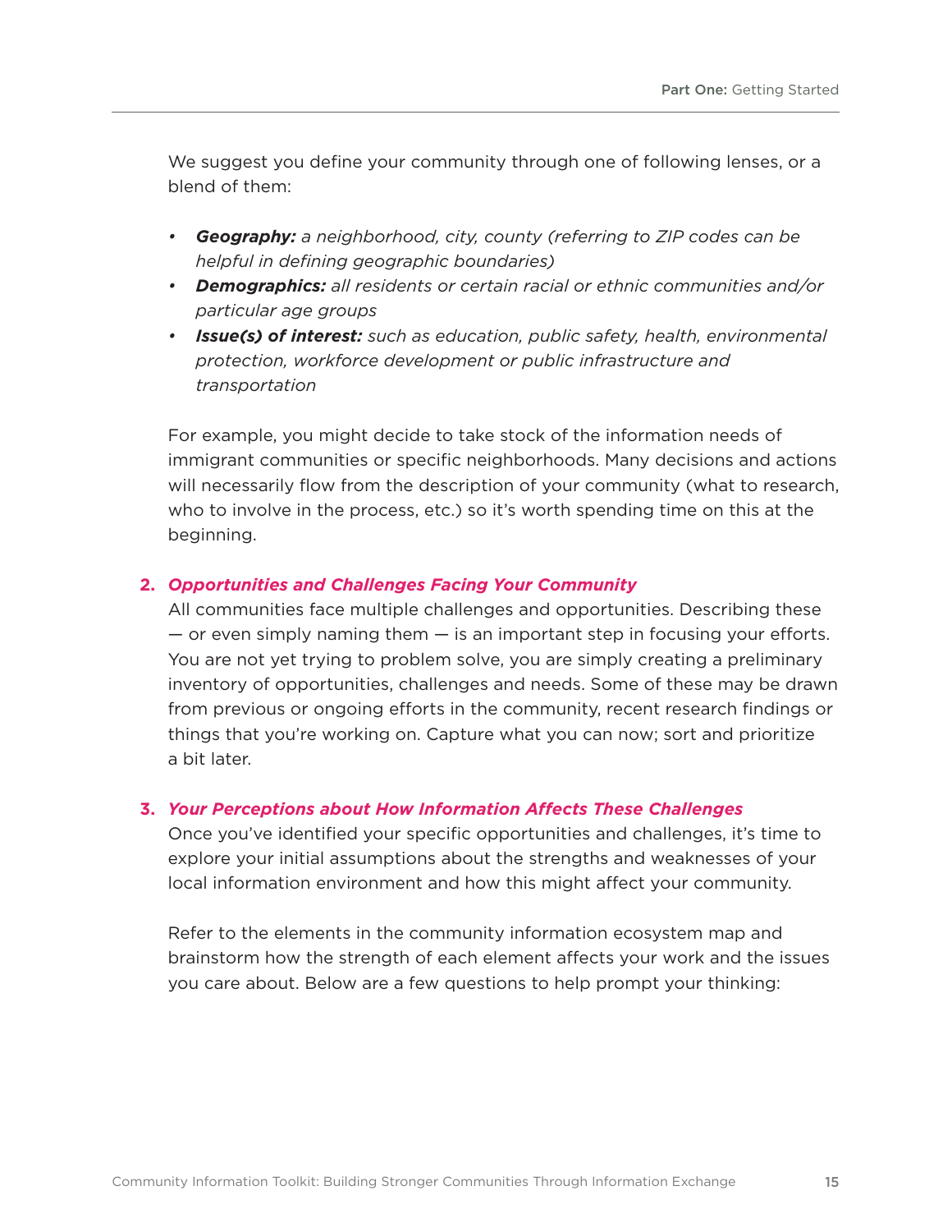We suggest you define your community through one of following lenses, or a blend of them:

- ***Geography:*** *a neighborhood, city, county (referring to ZIP codes can be helpful in defining geographic boundaries)*
- ***Demographics:*** *all residents or certain racial or ethnic communities and/or particular age groups*
- ***Issue(s) of interest:*** *such as education, public safety, health, environmental protection, workforce development or public infrastructure and transportation*

For example, you might decide to take stock of the information needs of immigrant communities or specific neighborhoods. Many decisions and actions will necessarily flow from the description of your community (what to research, who to involve in the process, etc.) so it's worth spending time on this at the beginning.

2. ***Opportunities and Challenges Facing Your Community***

   All communities face multiple challenges and opportunities. Describing these — or even simply naming them — is an important step in focusing your efforts. You are not yet trying to problem solve, you are simply creating a preliminary inventory of opportunities, challenges and needs. Some of these may be drawn from previous or ongoing efforts in the community, recent research findings or things that you're working on. Capture what you can now; sort and prioritize a bit later.

3. ***Your Perceptions about How Information Affects These Challenges***

   Once you've identified your specific opportunities and challenges, it's time to explore your initial assumptions about the strengths and weaknesses of your local information environment and how this might affect your community.

   Refer to the elements in the community information ecosystem map and brainstorm how the strength of each element affects your work and the issues you care about. Below are a few questions to help prompt your thinking: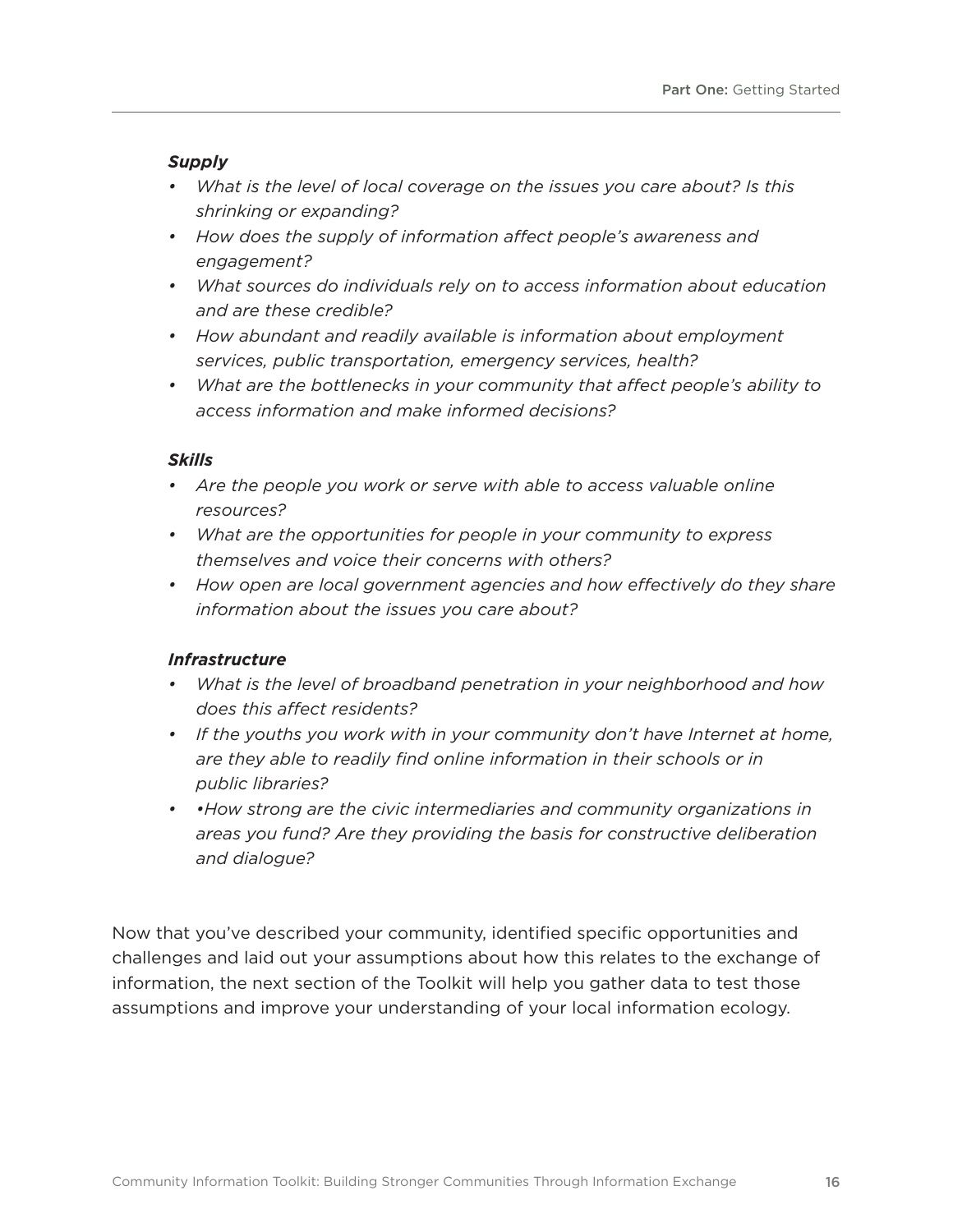***Supply***

- *What is the level of local coverage on the issues you care about? Is this shrinking or expanding?*
- *How does the supply of information affect people's awareness and engagement?*
- *What sources do individuals rely on to access information about education and are these credible?*
- *How abundant and readily available is information about employment services, public transportation, emergency services, health?*
- *What are the bottlenecks in your community that affect people's ability to access information and make informed decisions?*

***Skills***

- *Are the people you work or serve with able to access valuable online resources?*
- *What are the opportunities for people in your community to express themselves and voice their concerns with others?*
- *How open are local government agencies and how effectively do they share information about the issues you care about?*

***Infrastructure***

- *What is the level of broadband penetration in your neighborhood and how does this affect residents?*
- *If the youths you work with in your community don't have Internet at home, are they able to readily find online information in their schools or in public libraries?*
- *•How strong are the civic intermediaries and community organizations in areas you fund? Are they providing the basis for constructive deliberation and dialogue?*

Now that you've described your community, identified specific opportunities and challenges and laid out your assumptions about how this relates to the exchange of information, the next section of the Toolkit will help you gather data to test those assumptions and improve your understanding of your local information ecology.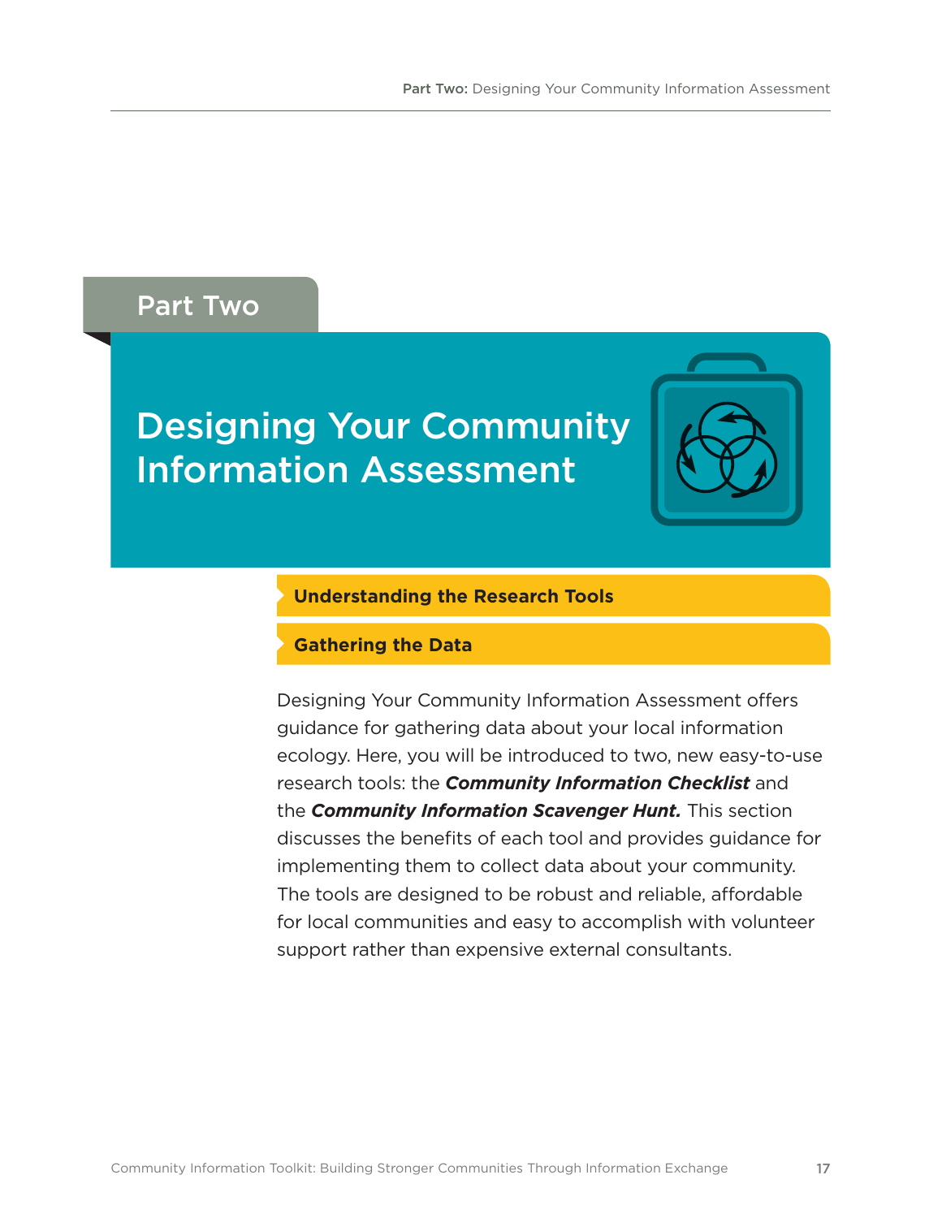Part Two

# Designing Your Community Information Assessment

**Understanding the Research Tools**

**Gathering the Data**

Designing Your Community Information Assessment offers guidance for gathering data about your local information ecology. Here, you will be introduced to two, new easy-to-use research tools: the ***Community Information Checklist*** and the ***Community Information Scavenger Hunt.*** This section discusses the benefits of each tool and provides guidance for implementing them to collect data about your community. The tools are designed to be robust and reliable, affordable for local communities and easy to accomplish with volunteer support rather than expensive external consultants.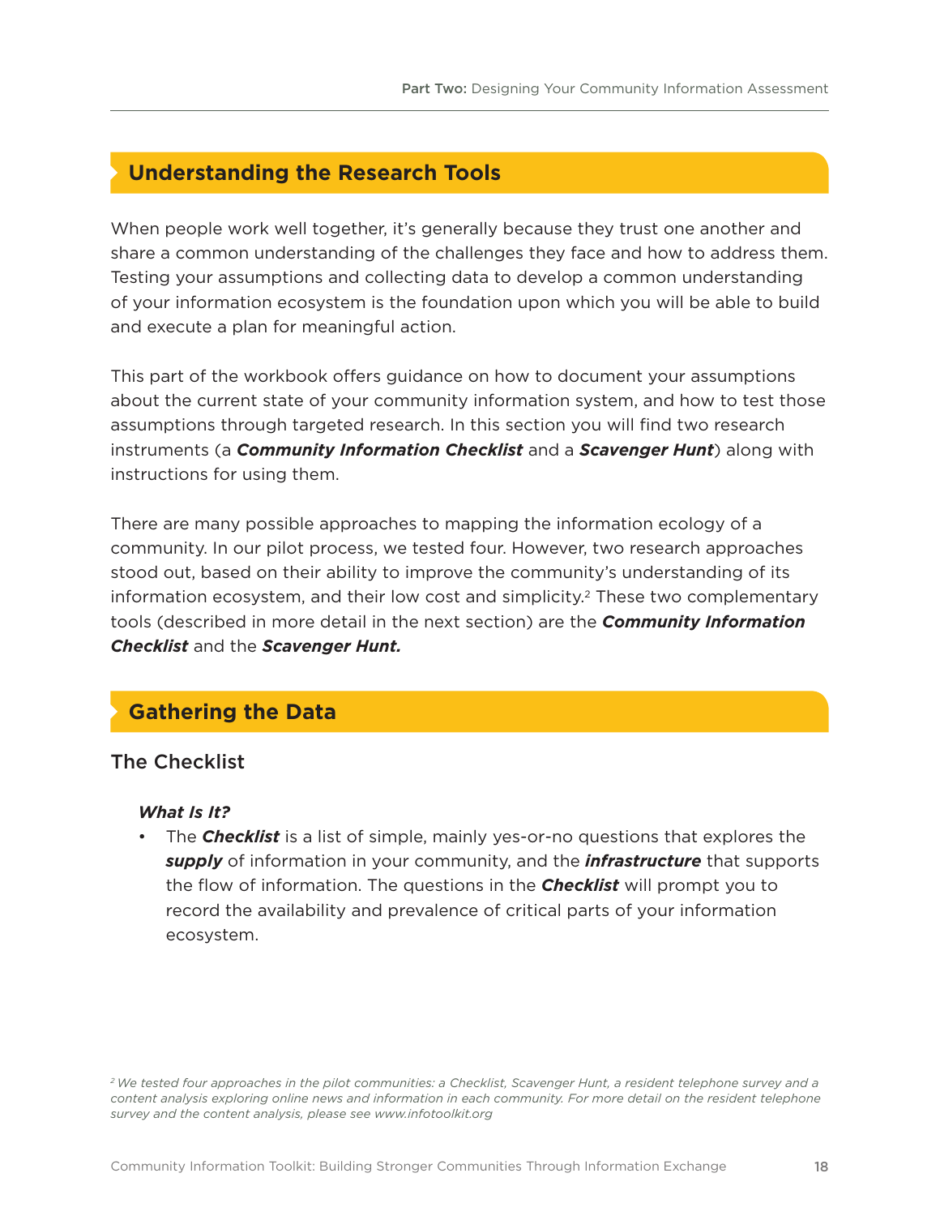## Understanding the Research Tools

When people work well together, it's generally because they trust one another and share a common understanding of the challenges they face and how to address them. Testing your assumptions and collecting data to develop a common understanding of your information ecosystem is the foundation upon which you will be able to build and execute a plan for meaningful action.

This part of the workbook offers guidance on how to document your assumptions about the current state of your community information system, and how to test those assumptions through targeted research. In this section you will find two research instruments (a ***Community Information Checklist*** and a ***Scavenger Hunt***) along with instructions for using them.

There are many possible approaches to mapping the information ecology of a community. In our pilot process, we tested four. However, two research approaches stood out, based on their ability to improve the community's understanding of its information ecosystem, and their low cost and simplicity.[2] These two complementary tools (described in more detail in the next section) are the ***Community Information Checklist*** and the ***Scavenger Hunt.***

## Gathering the Data

### The Checklist

***What Is It?***

- The ***Checklist*** is a list of simple, mainly yes-or-no questions that explores the ***supply*** of information in your community, and the ***infrastructure*** that supports the flow of information. The questions in the ***Checklist*** will prompt you to record the availability and prevalence of critical parts of your information ecosystem.

*[2] We tested four approaches in the pilot communities: a Checklist, Scavenger Hunt, a resident telephone survey and a content analysis exploring online news and information in each community. For more detail on the resident telephone survey and the content analysis, please see www.infotoolkit.org*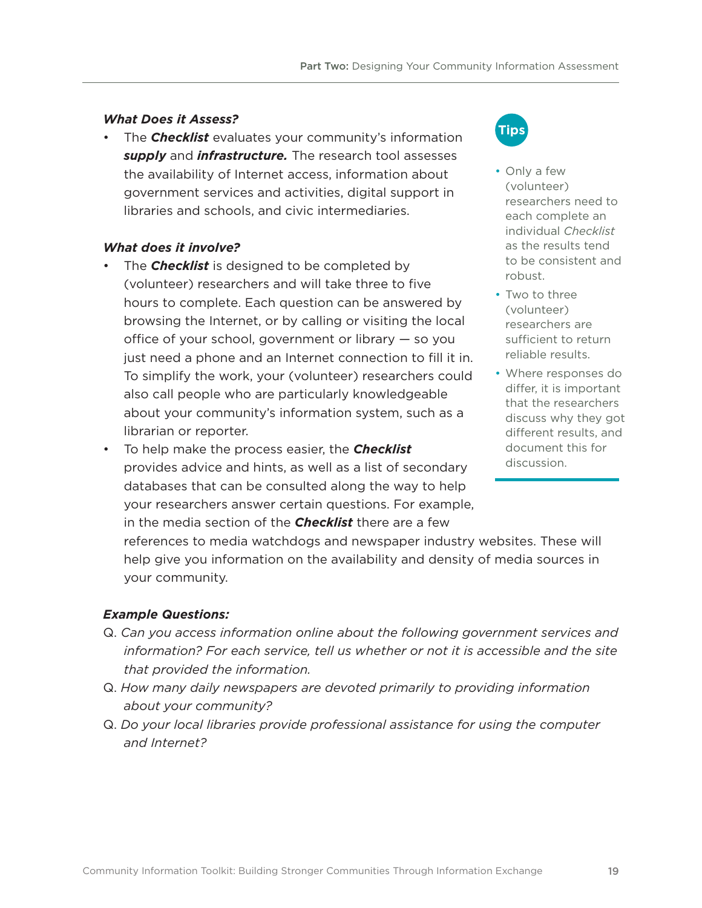### *What Does it Assess?*

- The ***Checklist*** evaluates your community's information ***supply*** and ***infrastructure.*** The research tool assesses the availability of Internet access, information about government services and activities, digital support in libraries and schools, and civic intermediaries.

### *What does it involve?*

- The ***Checklist*** is designed to be completed by (volunteer) researchers and will take three to five hours to complete. Each question can be answered by browsing the Internet, or by calling or visiting the local office of your school, government or library — so you just need a phone and an Internet connection to fill it in. To simplify the work, your (volunteer) researchers could also call people who are particularly knowledgeable about your community's information system, such as a librarian or reporter.
- To help make the process easier, the ***Checklist*** provides advice and hints, as well as a list of secondary databases that can be consulted along the way to help your researchers answer certain questions. For example, in the media section of the ***Checklist*** there are a few references to media watchdogs and newspaper industry websites. These will help give you information on the availability and density of media sources in your community.

**Tips**

- Only a few (volunteer) researchers need to each complete an individual *Checklist* as the results tend to be consistent and robust.
- Two to three (volunteer) researchers are sufficient to return reliable results.
- Where responses do differ, it is important that the researchers discuss why they got different results, and document this for discussion.

### *Example Questions:*

Q. *Can you access information online about the following government services and information? For each service, tell us whether or not it is accessible and the site that provided the information.*

Q. *How many daily newspapers are devoted primarily to providing information about your community?*

Q. *Do your local libraries provide professional assistance for using the computer and Internet?*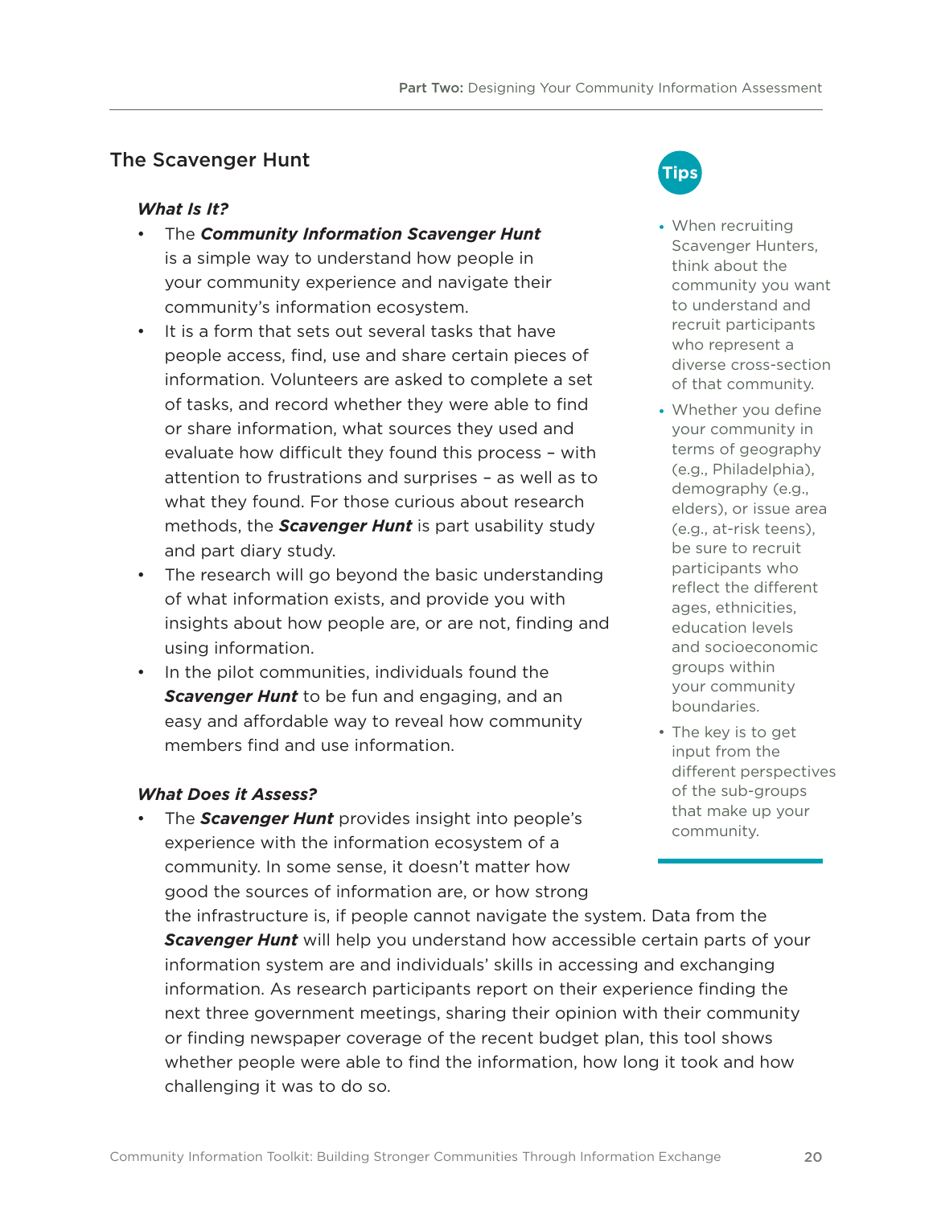## The Scavenger Hunt

### *What Is It?*

- The ***Community Information Scavenger Hunt*** is a simple way to understand how people in your community experience and navigate their community's information ecosystem.
- It is a form that sets out several tasks that have people access, find, use and share certain pieces of information. Volunteers are asked to complete a set of tasks, and record whether they were able to find or share information, what sources they used and evaluate how difficult they found this process – with attention to frustrations and surprises – as well as to what they found. For those curious about research methods, the ***Scavenger Hunt*** is part usability study and part diary study.
- The research will go beyond the basic understanding of what information exists, and provide you with insights about how people are, or are not, finding and using information.
- In the pilot communities, individuals found the ***Scavenger Hunt*** to be fun and engaging, and an easy and affordable way to reveal how community members find and use information.

### *What Does it Assess?*

- The ***Scavenger Hunt*** provides insight into people's experience with the information ecosystem of a community. In some sense, it doesn't matter how good the sources of information are, or how strong the infrastructure is, if people cannot navigate the system. Data from the ***Scavenger Hunt*** will help you understand how accessible certain parts of your information system are and individuals' skills in accessing and exchanging information. As research participants report on their experience finding the next three government meetings, sharing their opinion with their community or finding newspaper coverage of the recent budget plan, this tool shows whether people were able to find the information, how long it took and how challenging it was to do so.

**Tips**

- When recruiting Scavenger Hunters, think about the community you want to understand and recruit participants who represent a diverse cross-section of that community.
- Whether you define your community in terms of geography (e.g., Philadelphia), demography (e.g., elders), or issue area (e.g., at-risk teens), be sure to recruit participants who reflect the different ages, ethnicities, education levels and socioeconomic groups within your community boundaries.
- The key is to get input from the different perspectives of the sub-groups that make up your community.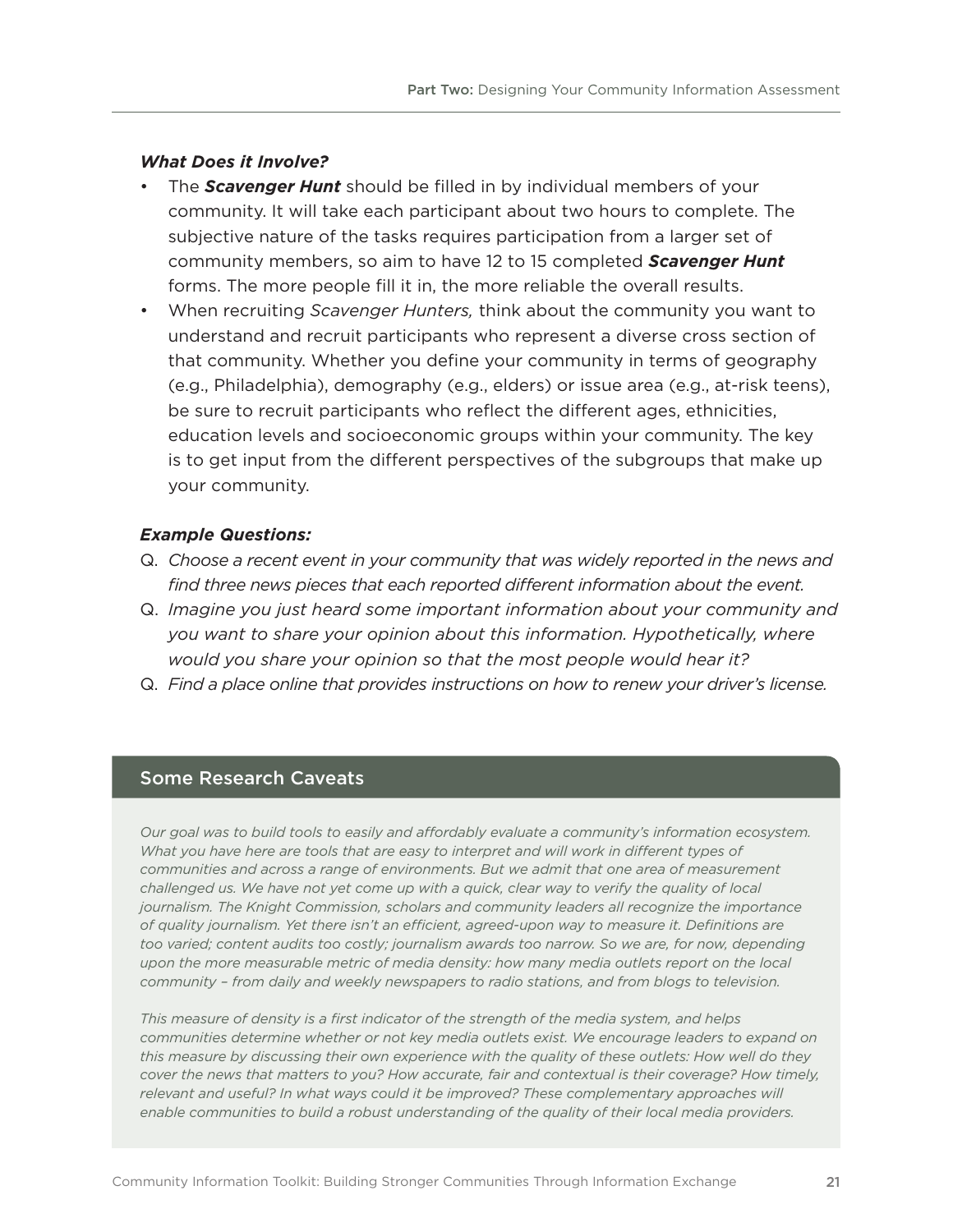***What Does it Involve?***

- The ***Scavenger Hunt*** should be filled in by individual members of your community. It will take each participant about two hours to complete. The subjective nature of the tasks requires participation from a larger set of community members, so aim to have 12 to 15 completed ***Scavenger Hunt*** forms. The more people fill it in, the more reliable the overall results.
- When recruiting *Scavenger Hunters,* think about the community you want to understand and recruit participants who represent a diverse cross section of that community. Whether you define your community in terms of geography (e.g., Philadelphia), demography (e.g., elders) or issue area (e.g., at-risk teens), be sure to recruit participants who reflect the different ages, ethnicities, education levels and socioeconomic groups within your community. The key is to get input from the different perspectives of the subgroups that make up your community.

***Example Questions:***

Q. *Choose a recent event in your community that was widely reported in the news and find three news pieces that each reported different information about the event.*

Q. *Imagine you just heard some important information about your community and you want to share your opinion about this information. Hypothetically, where would you share your opinion so that the most people would hear it?*

Q. *Find a place online that provides instructions on how to renew your driver's license.*

## Some Research Caveats

*Our goal was to build tools to easily and affordably evaluate a community's information ecosystem. What you have here are tools that are easy to interpret and will work in different types of communities and across a range of environments. But we admit that one area of measurement challenged us. We have not yet come up with a quick, clear way to verify the quality of local journalism. The Knight Commission, scholars and community leaders all recognize the importance of quality journalism. Yet there isn't an efficient, agreed-upon way to measure it. Definitions are too varied; content audits too costly; journalism awards too narrow. So we are, for now, depending upon the more measurable metric of media density: how many media outlets report on the local community – from daily and weekly newspapers to radio stations, and from blogs to television.*

*This measure of density is a first indicator of the strength of the media system, and helps communities determine whether or not key media outlets exist. We encourage leaders to expand on this measure by discussing their own experience with the quality of these outlets: How well do they cover the news that matters to you? How accurate, fair and contextual is their coverage? How timely, relevant and useful? In what ways could it be improved? These complementary approaches will enable communities to build a robust understanding of the quality of their local media providers.*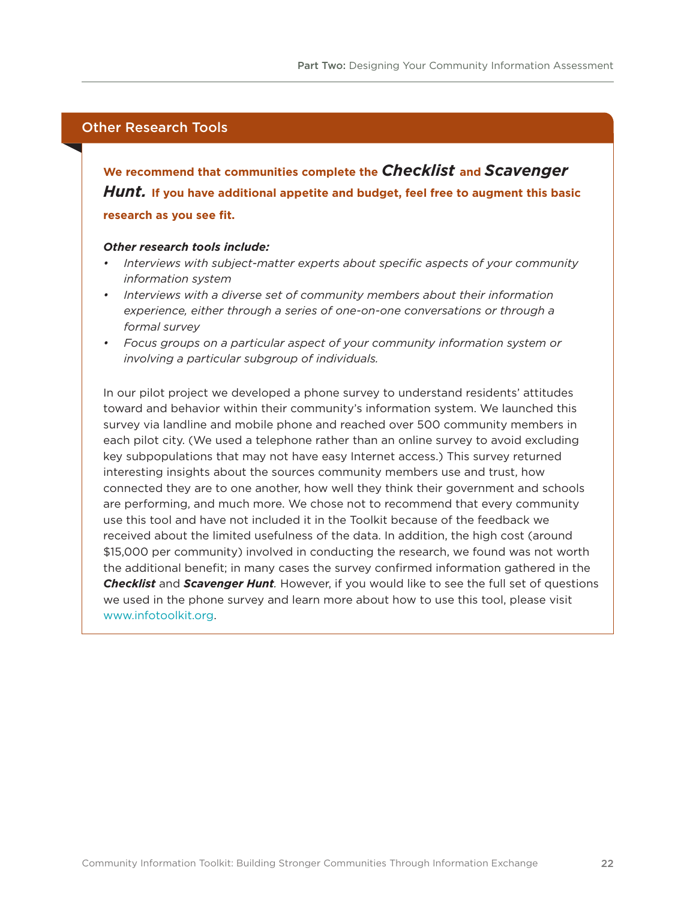## Other Research Tools

**We recommend that communities complete the *Checklist* and *Scavenger Hunt.* If you have additional appetite and budget, feel free to augment this basic research as you see fit.**

***Other research tools include:***

- *Interviews with subject-matter experts about specific aspects of your community information system*
- *Interviews with a diverse set of community members about their information experience, either through a series of one-on-one conversations or through a formal survey*
- *Focus groups on a particular aspect of your community information system or involving a particular subgroup of individuals.*

In our pilot project we developed a phone survey to understand residents' attitudes toward and behavior within their community's information system. We launched this survey via landline and mobile phone and reached over 500 community members in each pilot city. (We used a telephone rather than an online survey to avoid excluding key subpopulations that may not have easy Internet access.) This survey returned interesting insights about the sources community members use and trust, how connected they are to one another, how well they think their government and schools are performing, and much more. We chose not to recommend that every community use this tool and have not included it in the Toolkit because of the feedback we received about the limited usefulness of the data. In addition, the high cost (around $15,000 per community) involved in conducting the research, we found was not worth the additional benefit; in many cases the survey confirmed information gathered in the ***Checklist*** and ***Scavenger Hunt***. However, if you would like to see the full set of questions we used in the phone survey and learn more about how to use this tool, please visit www.infotoolkit.org.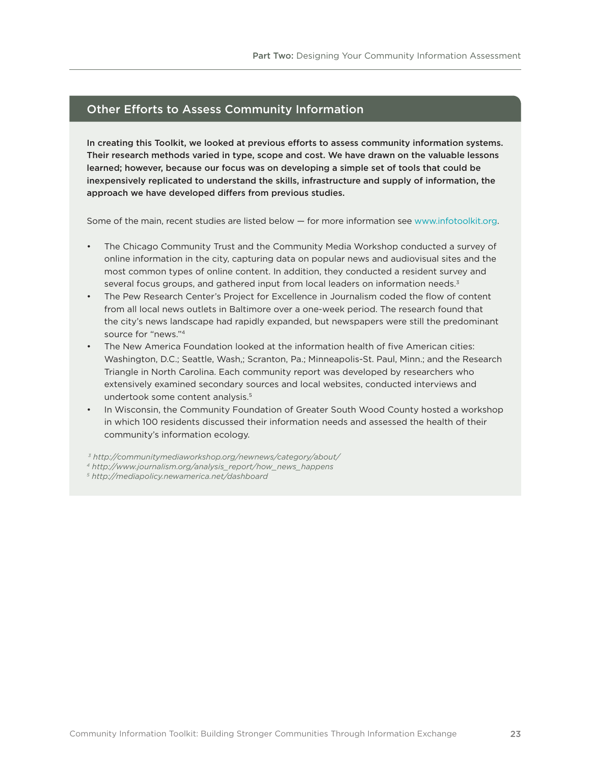## Other Efforts to Assess Community Information

**In creating this Toolkit, we looked at previous efforts to assess community information systems. Their research methods varied in type, scope and cost. We have drawn on the valuable lessons learned; however, because our focus was on developing a simple set of tools that could be inexpensively replicated to understand the skills, infrastructure and supply of information, the approach we have developed differs from previous studies.**

Some of the main, recent studies are listed below — for more information see www.infotoolkit.org.

- The Chicago Community Trust and the Community Media Workshop conducted a survey of online information in the city, capturing data on popular news and audiovisual sites and the most common types of online content. In addition, they conducted a resident survey and several focus groups, and gathered input from local leaders on information needs.[3]
- The Pew Research Center's Project for Excellence in Journalism coded the flow of content from all local news outlets in Baltimore over a one-week period. The research found that the city's news landscape had rapidly expanded, but newspapers were still the predominant source for "news."[4]
- The New America Foundation looked at the information health of five American cities: Washington, D.C.; Seattle, Wash,; Scranton, Pa.; Minneapolis-St. Paul, Minn.; and the Research Triangle in North Carolina. Each community report was developed by researchers who extensively examined secondary sources and local websites, conducted interviews and undertook some content analysis.[5]
- In Wisconsin, the Community Foundation of Greater South Wood County hosted a workshop in which 100 residents discussed their information needs and assessed the health of their community's information ecology.

[3] *http://communitymediaworkshop.org/newnews/category/about/*
[4] *http://www.journalism.org/analysis_report/how_news_happens*
[5] *http://mediapolicy.newamerica.net/dashboard*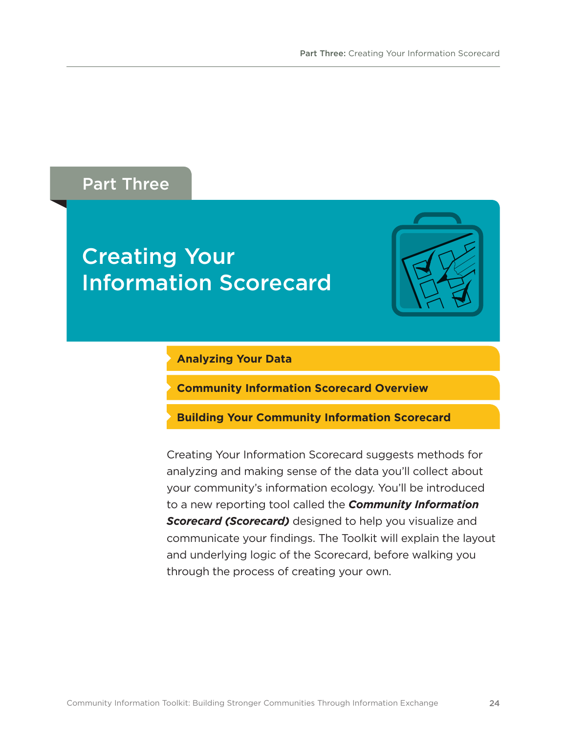Part Three

# Creating Your Information Scorecard

**Analyzing Your Data**

**Community Information Scorecard Overview**

**Building Your Community Information Scorecard**

Creating Your Information Scorecard suggests methods for analyzing and making sense of the data you'll collect about your community's information ecology. You'll be introduced to a new reporting tool called the ***Community Information Scorecard (Scorecard)*** designed to help you visualize and communicate your findings. The Toolkit will explain the layout and underlying logic of the Scorecard, before walking you through the process of creating your own.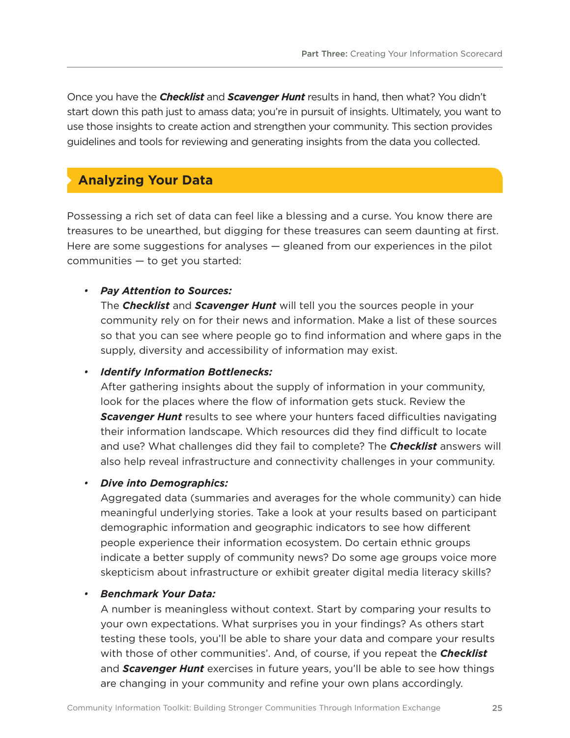Once you have the ***Checklist*** and ***Scavenger Hunt*** results in hand, then what? You didn't start down this path just to amass data; you're in pursuit of insights. Ultimately, you want to use those insights to create action and strengthen your community. This section provides guidelines and tools for reviewing and generating insights from the data you collected.

## Analyzing Your Data

Possessing a rich set of data can feel like a blessing and a curse. You know there are treasures to be unearthed, but digging for these treasures can seem daunting at first. Here are some suggestions for analyses — gleaned from our experiences in the pilot communities — to get you started:

- ***Pay Attention to Sources:***
  The ***Checklist*** and ***Scavenger Hunt*** will tell you the sources people in your community rely on for their news and information. Make a list of these sources so that you can see where people go to find information and where gaps in the supply, diversity and accessibility of information may exist.

- ***Identify Information Bottlenecks:***
  After gathering insights about the supply of information in your community, look for the places where the flow of information gets stuck. Review the ***Scavenger Hunt*** results to see where your hunters faced difficulties navigating their information landscape. Which resources did they find difficult to locate and use? What challenges did they fail to complete? The ***Checklist*** answers will also help reveal infrastructure and connectivity challenges in your community.

- ***Dive into Demographics:***
  Aggregated data (summaries and averages for the whole community) can hide meaningful underlying stories. Take a look at your results based on participant demographic information and geographic indicators to see how different people experience their information ecosystem. Do certain ethnic groups indicate a better supply of community news? Do some age groups voice more skepticism about infrastructure or exhibit greater digital media literacy skills?

- ***Benchmark Your Data:***
  A number is meaningless without context. Start by comparing your results to your own expectations. What surprises you in your findings? As others start testing these tools, you'll be able to share your data and compare your results with those of other communities'. And, of course, if you repeat the ***Checklist*** and ***Scavenger Hunt*** exercises in future years, you'll be able to see how things are changing in your community and refine your own plans accordingly.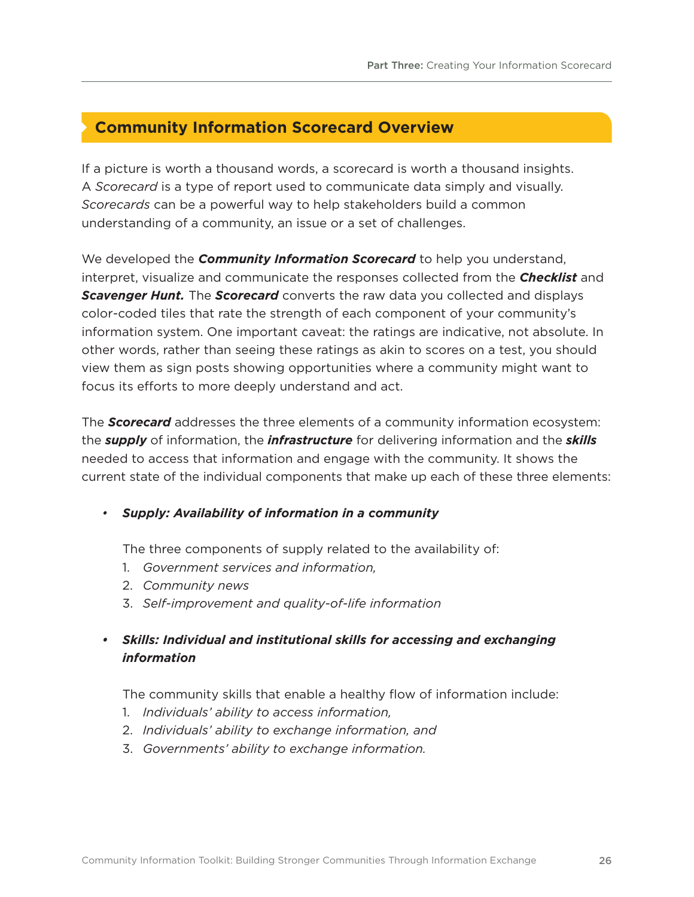## Community Information Scorecard Overview

If a picture is worth a thousand words, a scorecard is worth a thousand insights. A *Scorecard* is a type of report used to communicate data simply and visually. *Scorecards* can be a powerful way to help stakeholders build a common understanding of a community, an issue or a set of challenges.

We developed the ***Community Information Scorecard*** to help you understand, interpret, visualize and communicate the responses collected from the ***Checklist*** and ***Scavenger Hunt.*** The ***Scorecard*** converts the raw data you collected and displays color-coded tiles that rate the strength of each component of your community's information system. One important caveat: the ratings are indicative, not absolute. In other words, rather than seeing these ratings as akin to scores on a test, you should view them as sign posts showing opportunities where a community might want to focus its efforts to more deeply understand and act.

The ***Scorecard*** addresses the three elements of a community information ecosystem: the ***supply*** of information, the ***infrastructure*** for delivering information and the ***skills*** needed to access that information and engage with the community. It shows the current state of the individual components that make up each of these three elements:

- ***Supply: Availability of information in a community***

  The three components of supply related to the availability of:
  1. *Government services and information,*
  2. *Community news*
  3. *Self-improvement and quality-of-life information*

- ***Skills: Individual and institutional skills for accessing and exchanging information***

  The community skills that enable a healthy flow of information include:
  1. *Individuals' ability to access information,*
  2. *Individuals' ability to exchange information, and*
  3. *Governments' ability to exchange information.*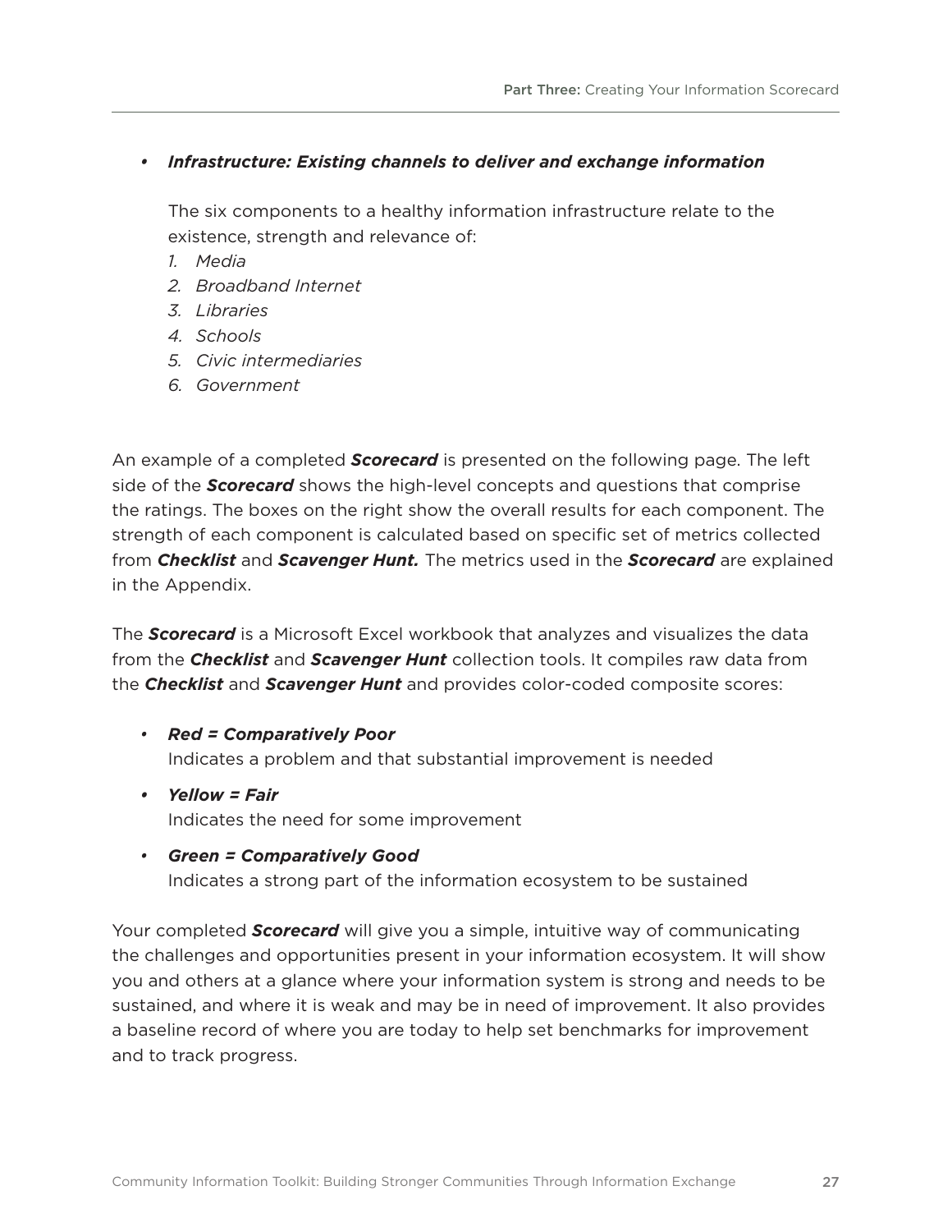- ***Infrastructure: Existing channels to deliver and exchange information***

  The six components to a healthy information infrastructure relate to the existence, strength and relevance of:

  1. *Media*
  2. *Broadband Internet*
  3. *Libraries*
  4. *Schools*
  5. *Civic intermediaries*
  6. *Government*

An example of a completed ***Scorecard*** is presented on the following page. The left side of the ***Scorecard*** shows the high-level concepts and questions that comprise the ratings. The boxes on the right show the overall results for each component. The strength of each component is calculated based on specific set of metrics collected from ***Checklist*** and ***Scavenger Hunt.*** The metrics used in the ***Scorecard*** are explained in the Appendix.

The ***Scorecard*** is a Microsoft Excel workbook that analyzes and visualizes the data from the ***Checklist*** and ***Scavenger Hunt*** collection tools. It compiles raw data from the ***Checklist*** and ***Scavenger Hunt*** and provides color-coded composite scores:

- ***Red = Comparatively Poor***
  Indicates a problem and that substantial improvement is needed

- ***Yellow = Fair***
  Indicates the need for some improvement

- ***Green = Comparatively Good***
  Indicates a strong part of the information ecosystem to be sustained

Your completed ***Scorecard*** will give you a simple, intuitive way of communicating the challenges and opportunities present in your information ecosystem. It will show you and others at a glance where your information system is strong and needs to be sustained, and where it is weak and may be in need of improvement. It also provides a baseline record of where you are today to help set benchmarks for improvement and to track progress.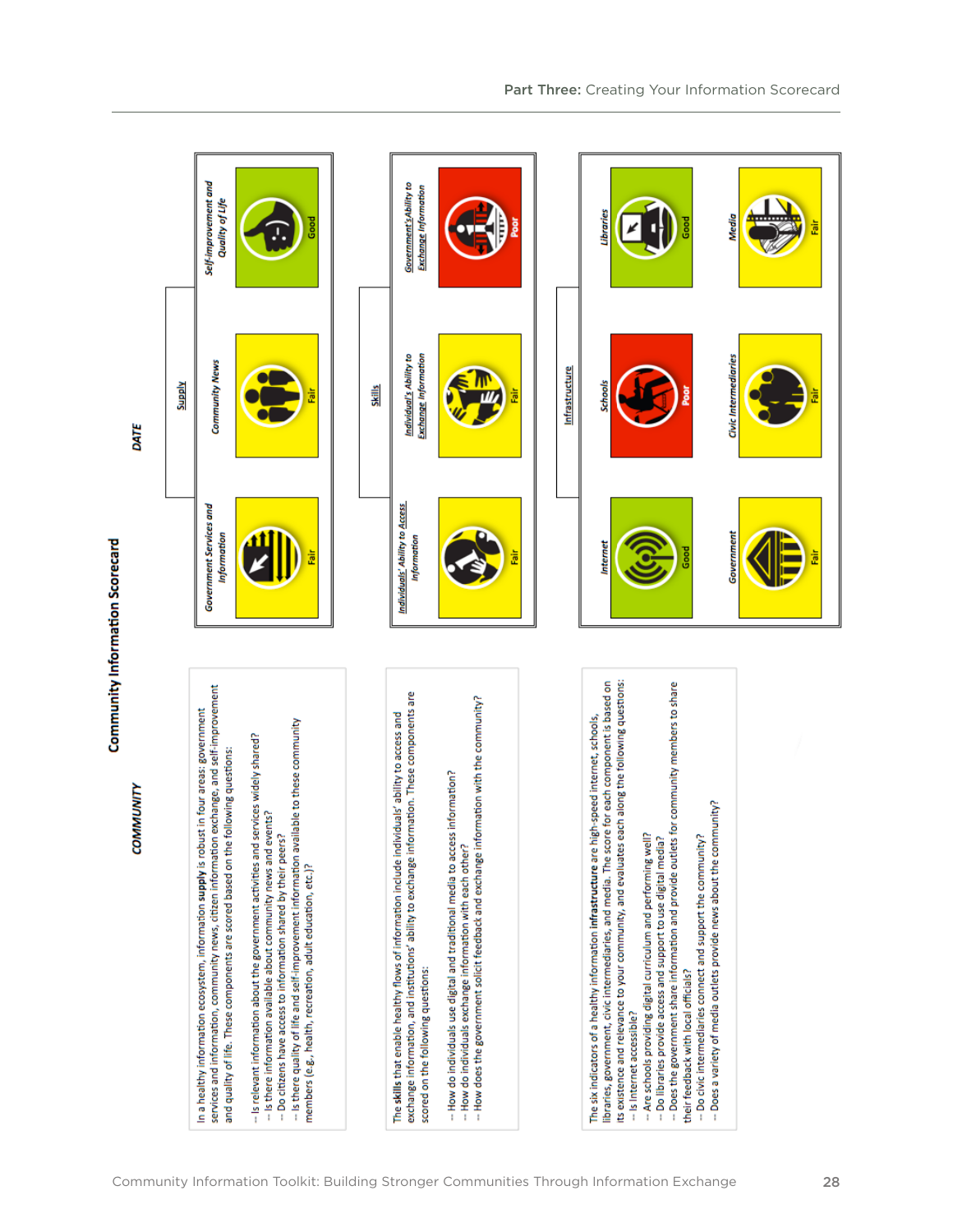# Community Information Scorecard

**COMMUNITY** &nbsp;&nbsp;&nbsp;&nbsp; **DATE**

In a healthy information ecosystem, information **supply** is robust in four areas: government services and information, community news, citizen information exchange, and self-improvement and quality of life. These components are scored based on the following questions:

-- Is relevant information about the government activities and services widely shared?
-- Is there information available about community news and events?
-- Do citizens have access to information shared by their peers?
-- Is there quality of life and self-improvement information available to these community members (e.g., health, recreation, adult education, etc.)?

**Supply**

| Government Services and Information | Community News | Self-improvement and Quality of Life |
|---|---|---|
| Fair | Fair | Good |

The **skills** that enable healthy flows of information include individuals' ability to access and exchange information, and institutions' ability to exchange information. These components are scored on the following questions:

-- How do individuals use digital and traditional media to access information?
-- How do individuals exchange information with each other?
-- How does the government solicit feedback and exchange information with the community?

**Skills**

| Individuals' Ability to Access Information | Individual's Ability to Exchange Information | Government's Ability to Exchange Information |
|---|---|---|
| Fair | Fair | Poor |

The six indicators of a healthy information **infrastructure** are high-speed internet, schools, libraries, government, civic intermediaries, and media. The score for each component is based on its existence and relevance to your community, and evaluates each along the following questions:

-- Is Internet accessible?
-- Are schools providing digital curriculum and performing well?
-- Do libraries provide access and support to use digital media?
-- Does the government share information and provide outlets for community members to share their feedback with local officials?
-- Do civic intermediaries connect and support the community?
-- Does a variety of media outlets provide news about the community?

**Infrastructure**

| Internet | Schools | Libraries |
|---|---|---|
| Good | Poor | Good |
| **Government** | **Civic Intermediaries** | **Media** |
| Fair | Fair | Fair |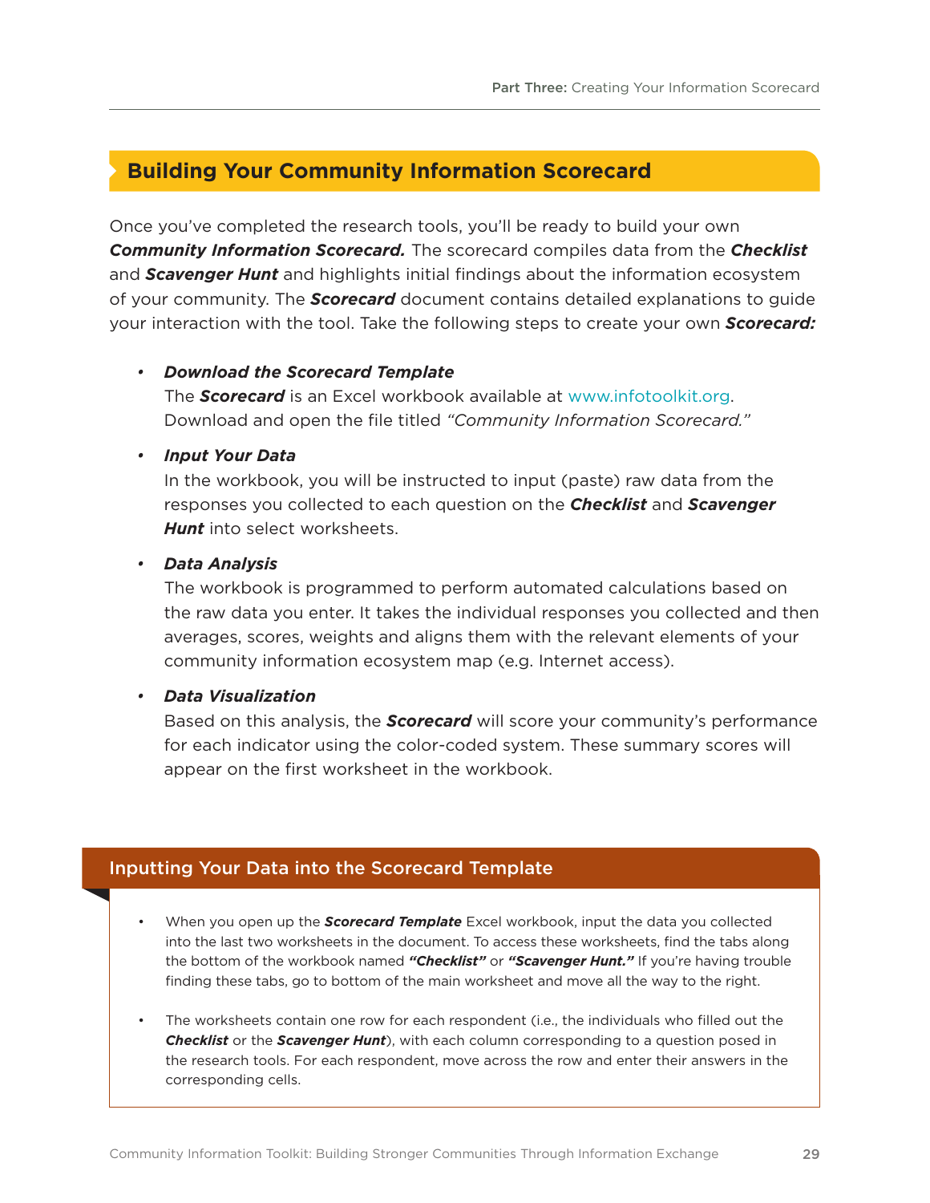## Building Your Community Information Scorecard

Once you've completed the research tools, you'll be ready to build your own ***Community Information Scorecard.*** The scorecard compiles data from the ***Checklist*** and ***Scavenger Hunt*** and highlights initial findings about the information ecosystem of your community. The ***Scorecard*** document contains detailed explanations to guide your interaction with the tool. Take the following steps to create your own ***Scorecard:***

- ***Download the Scorecard Template***
  The ***Scorecard*** is an Excel workbook available at www.infotoolkit.org. Download and open the file titled *"Community Information Scorecard."*

- ***Input Your Data***
  In the workbook, you will be instructed to input (paste) raw data from the responses you collected to each question on the ***Checklist*** and ***Scavenger Hunt*** into select worksheets.

- ***Data Analysis***
  The workbook is programmed to perform automated calculations based on the raw data you enter. It takes the individual responses you collected and then averages, scores, weights and aligns them with the relevant elements of your community information ecosystem map (e.g. Internet access).

- ***Data Visualization***
  Based on this analysis, the ***Scorecard*** will score your community's performance for each indicator using the color-coded system. These summary scores will appear on the first worksheet in the workbook.

### Inputting Your Data into the Scorecard Template

- When you open up the ***Scorecard Template*** Excel workbook, input the data you collected into the last two worksheets in the document. To access these worksheets, find the tabs along the bottom of the workbook named ***"Checklist"*** or ***"Scavenger Hunt."*** If you're having trouble finding these tabs, go to bottom of the main worksheet and move all the way to the right.

- The worksheets contain one row for each respondent (i.e., the individuals who filled out the ***Checklist*** or the ***Scavenger Hunt***), with each column corresponding to a question posed in the research tools. For each respondent, move across the row and enter their answers in the corresponding cells.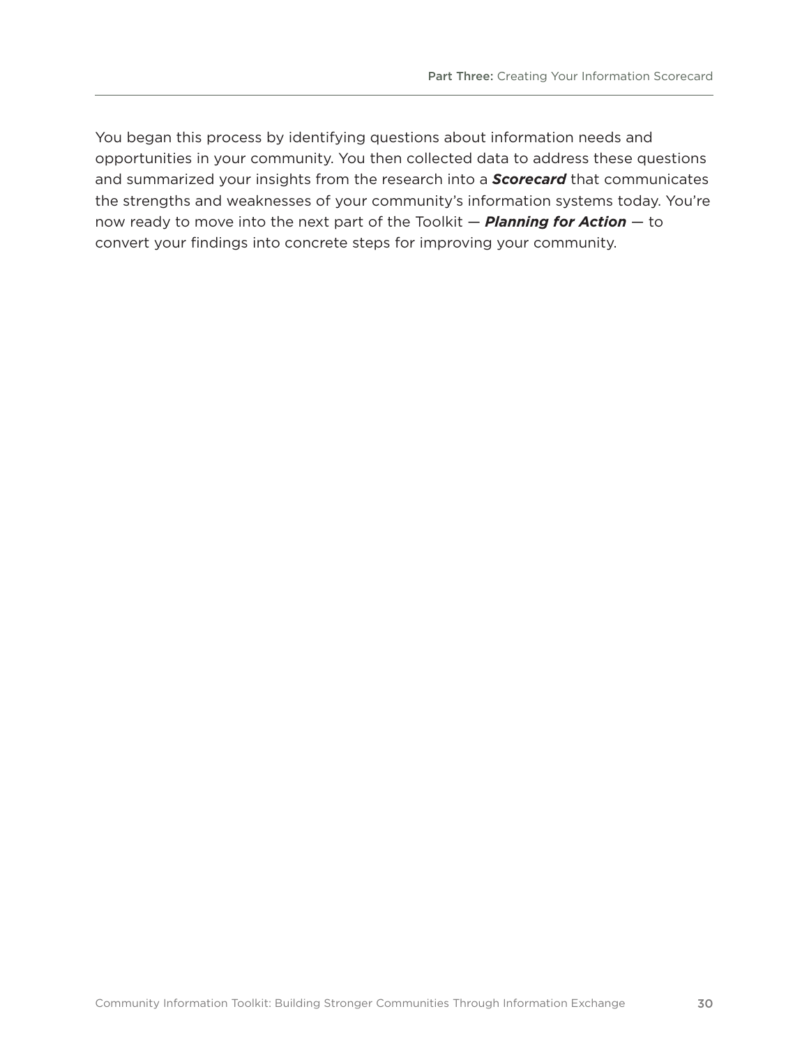You began this process by identifying questions about information needs and opportunities in your community. You then collected data to address these questions and summarized your insights from the research into a ***Scorecard*** that communicates the strengths and weaknesses of your community's information systems today. You're now ready to move into the next part of the Toolkit — ***Planning for Action*** — to convert your findings into concrete steps for improving your community.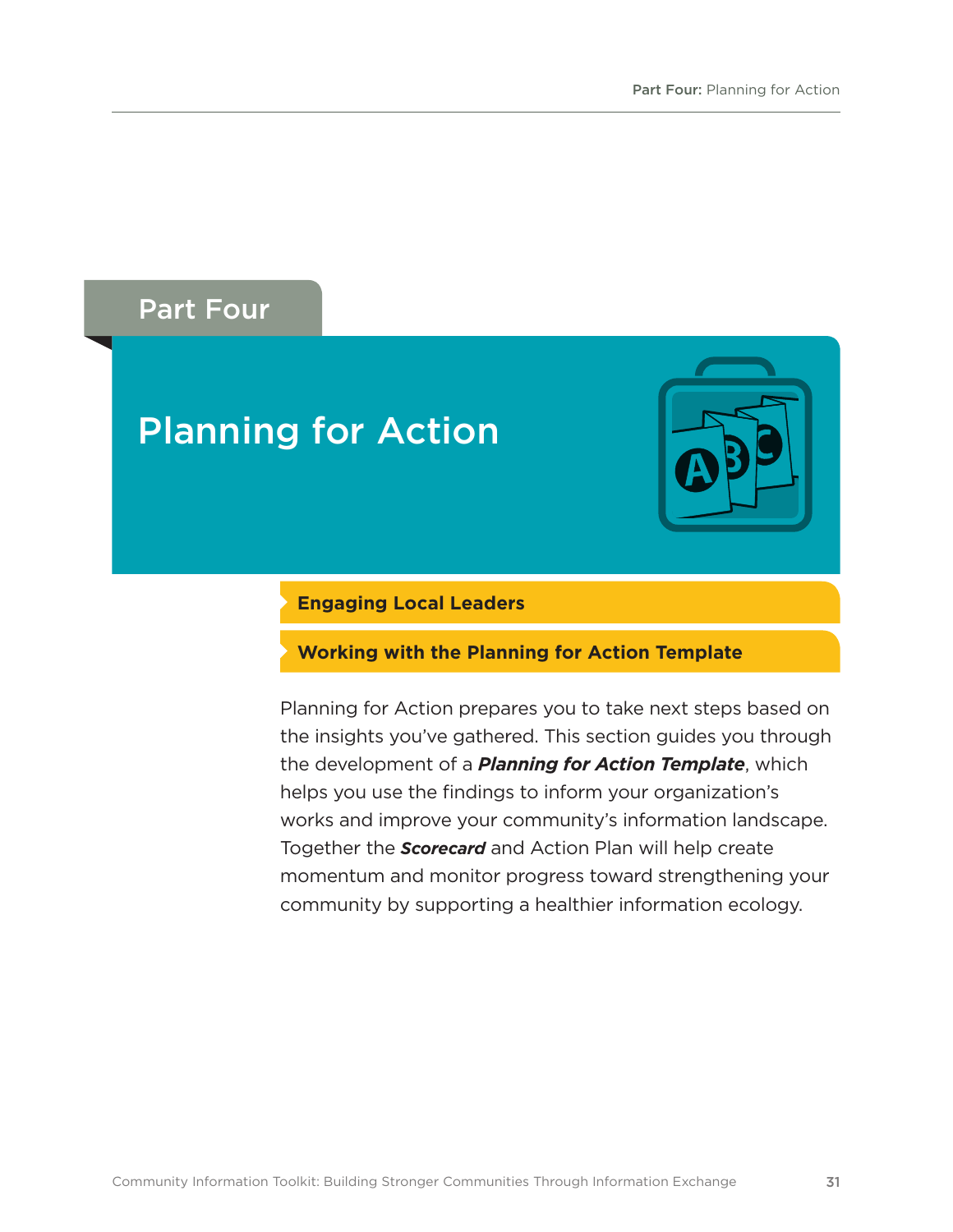# Part Four

## Planning for Action

**Engaging Local Leaders**

**Working with the Planning for Action Template**

Planning for Action prepares you to take next steps based on the insights you've gathered. This section guides you through the development of a ***Planning for Action Template***, which helps you use the findings to inform your organization's works and improve your community's information landscape. Together the ***Scorecard*** and Action Plan will help create momentum and monitor progress toward strengthening your community by supporting a healthier information ecology.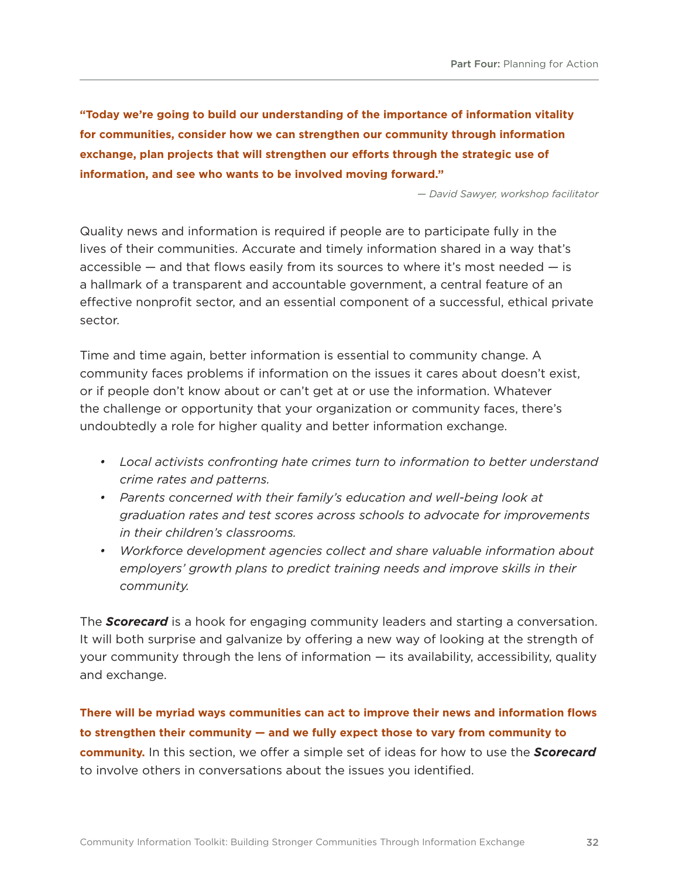**"Today we're going to build our understanding of the importance of information vitality for communities, consider how we can strengthen our community through information exchange, plan projects that will strengthen our efforts through the strategic use of information, and see who wants to be involved moving forward."**

*— David Sawyer, workshop facilitator*

Quality news and information is required if people are to participate fully in the lives of their communities. Accurate and timely information shared in a way that's accessible — and that flows easily from its sources to where it's most needed — is a hallmark of a transparent and accountable government, a central feature of an effective nonprofit sector, and an essential component of a successful, ethical private sector.

Time and time again, better information is essential to community change. A community faces problems if information on the issues it cares about doesn't exist, or if people don't know about or can't get at or use the information. Whatever the challenge or opportunity that your organization or community faces, there's undoubtedly a role for higher quality and better information exchange.

- *Local activists confronting hate crimes turn to information to better understand crime rates and patterns.*
- *Parents concerned with their family's education and well-being look at graduation rates and test scores across schools to advocate for improvements in their children's classrooms.*
- *Workforce development agencies collect and share valuable information about employers' growth plans to predict training needs and improve skills in their community.*

The ***Scorecard*** is a hook for engaging community leaders and starting a conversation. It will both surprise and galvanize by offering a new way of looking at the strength of your community through the lens of information — its availability, accessibility, quality and exchange.

**There will be myriad ways communities can act to improve their news and information flows to strengthen their community — and we fully expect those to vary from community to community.** In this section, we offer a simple set of ideas for how to use the ***Scorecard*** to involve others in conversations about the issues you identified.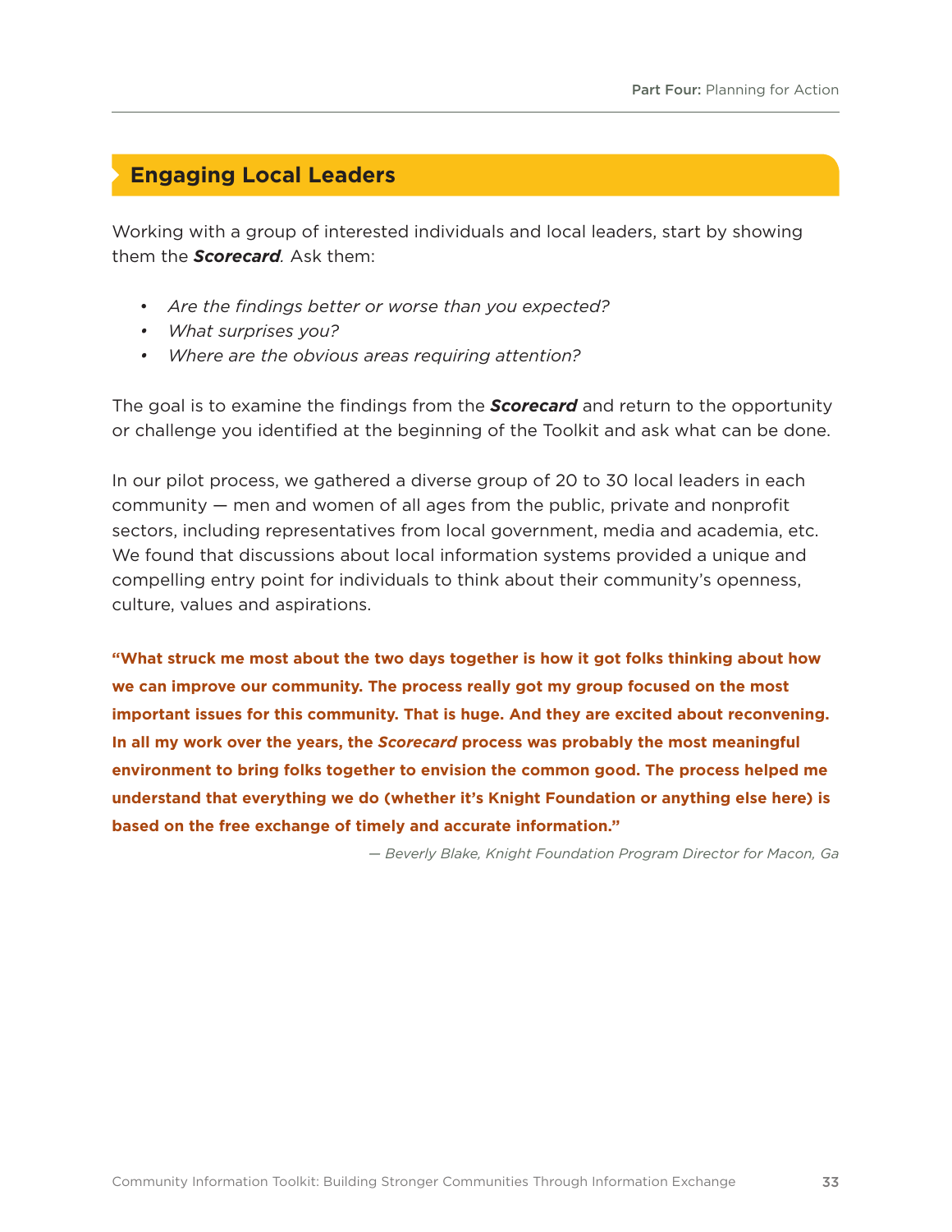## Engaging Local Leaders

Working with a group of interested individuals and local leaders, start by showing them the ***Scorecard***. Ask them:

- *Are the findings better or worse than you expected?*
- *What surprises you?*
- *Where are the obvious areas requiring attention?*

The goal is to examine the findings from the ***Scorecard*** and return to the opportunity or challenge you identified at the beginning of the Toolkit and ask what can be done.

In our pilot process, we gathered a diverse group of 20 to 30 local leaders in each community — men and women of all ages from the public, private and nonprofit sectors, including representatives from local government, media and academia, etc. We found that discussions about local information systems provided a unique and compelling entry point for individuals to think about their community's openness, culture, values and aspirations.

**"What struck me most about the two days together is how it got folks thinking about how we can improve our community. The process really got my group focused on the most important issues for this community. That is huge. And they are excited about reconvening. In all my work over the years, the *Scorecard* process was probably the most meaningful environment to bring folks together to envision the common good. The process helped me understand that everything we do (whether it's Knight Foundation or anything else here) is based on the free exchange of timely and accurate information."**

*— Beverly Blake, Knight Foundation Program Director for Macon, Ga*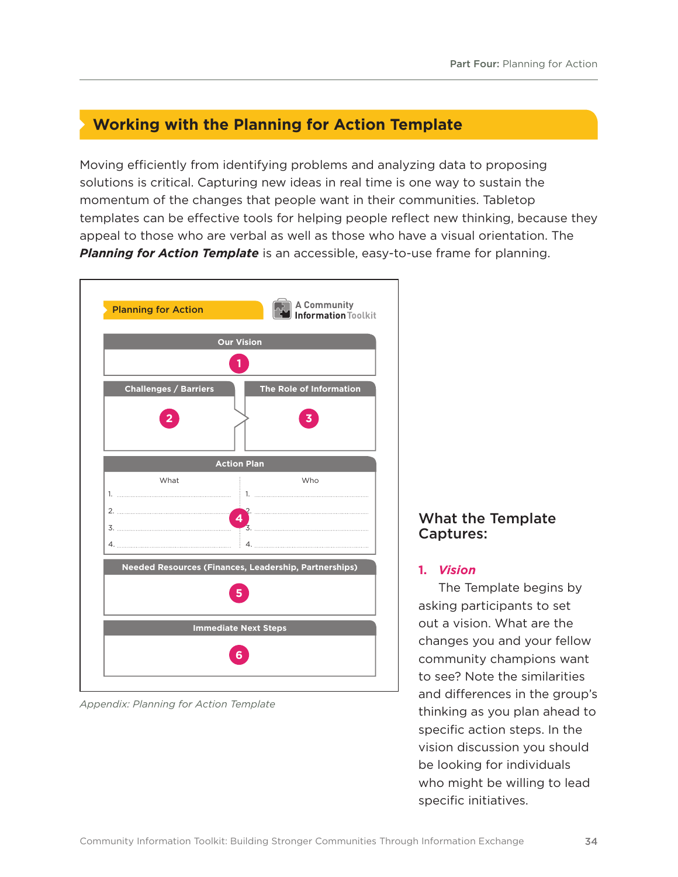## Working with the Planning for Action Template

Moving efficiently from identifying problems and analyzing data to proposing solutions is critical. Capturing new ideas in real time is one way to sustain the momentum of the changes that people want in their communities. Tabletop templates can be effective tools for helping people reflect new thinking, because they appeal to those who are verbal as well as those who have a visual orientation. The ***Planning for Action Template*** is an accessible, easy-to-use frame for planning.

Planning for Action

A Community Information Toolkit

Our Vision
1

Challenges / Barriers
2

The Role of Information
3

Action Plan
4

What
1.
2.
3.
4.

Who
1.
2.
3.
4.

Needed Resources (Finances, Leadership, Partnerships)
5

Immediate Next Steps
6

*Appendix: Planning for Action Template*

### What the Template Captures:

1. ***Vision***

   The Template begins by asking participants to set out a vision. What are the changes you and your fellow community champions want to see? Note the similarities and differences in the group's thinking as you plan ahead to specific action steps. In the vision discussion you should be looking for individuals who might be willing to lead specific initiatives.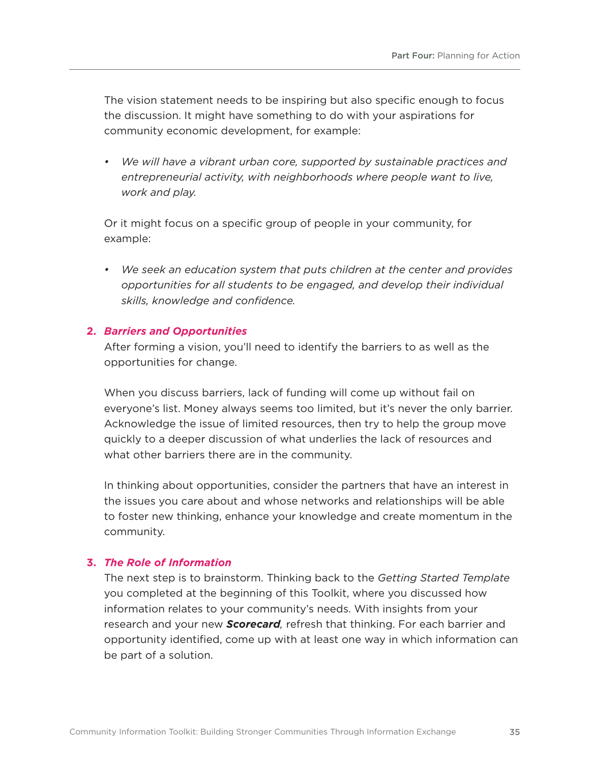The vision statement needs to be inspiring but also specific enough to focus the discussion. It might have something to do with your aspirations for community economic development, for example:

- *We will have a vibrant urban core, supported by sustainable practices and entrepreneurial activity, with neighborhoods where people want to live, work and play.*

Or it might focus on a specific group of people in your community, for example:

- *We seek an education system that puts children at the center and provides opportunities for all students to be engaged, and develop their individual skills, knowledge and confidence.*

2. ***Barriers and Opportunities***

   After forming a vision, you'll need to identify the barriers to as well as the opportunities for change.

   When you discuss barriers, lack of funding will come up without fail on everyone's list. Money always seems too limited, but it's never the only barrier. Acknowledge the issue of limited resources, then try to help the group move quickly to a deeper discussion of what underlies the lack of resources and what other barriers there are in the community.

   In thinking about opportunities, consider the partners that have an interest in the issues you care about and whose networks and relationships will be able to foster new thinking, enhance your knowledge and create momentum in the community.

3. ***The Role of Information***

   The next step is to brainstorm. Thinking back to the *Getting Started Template* you completed at the beginning of this Toolkit, where you discussed how information relates to your community's needs. With insights from your research and your new ***Scorecard****,* refresh that thinking. For each barrier and opportunity identified, come up with at least one way in which information can be part of a solution.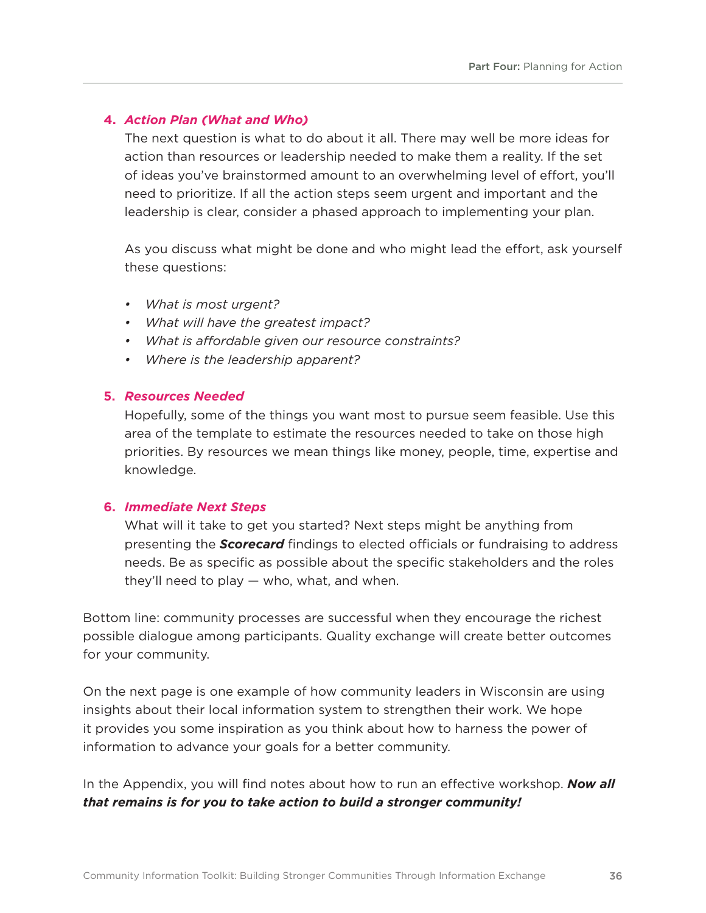4. ***Action Plan (What and Who)***

   The next question is what to do about it all. There may well be more ideas for action than resources or leadership needed to make them a reality. If the set of ideas you've brainstormed amount to an overwhelming level of effort, you'll need to prioritize. If all the action steps seem urgent and important and the leadership is clear, consider a phased approach to implementing your plan.

   As you discuss what might be done and who might lead the effort, ask yourself these questions:

   - *What is most urgent?*
   - *What will have the greatest impact?*
   - *What is affordable given our resource constraints?*
   - *Where is the leadership apparent?*

5. ***Resources Needed***

   Hopefully, some of the things you want most to pursue seem feasible. Use this area of the template to estimate the resources needed to take on those high priorities. By resources we mean things like money, people, time, expertise and knowledge.

6. ***Immediate Next Steps***

   What will it take to get you started? Next steps might be anything from presenting the ***Scorecard*** findings to elected officials or fundraising to address needs. Be as specific as possible about the specific stakeholders and the roles they'll need to play — who, what, and when.

Bottom line: community processes are successful when they encourage the richest possible dialogue among participants. Quality exchange will create better outcomes for your community.

On the next page is one example of how community leaders in Wisconsin are using insights about their local information system to strengthen their work. We hope it provides you some inspiration as you think about how to harness the power of information to advance your goals for a better community.

In the Appendix, you will find notes about how to run an effective workshop. ***Now all that remains is for you to take action to build a stronger community!***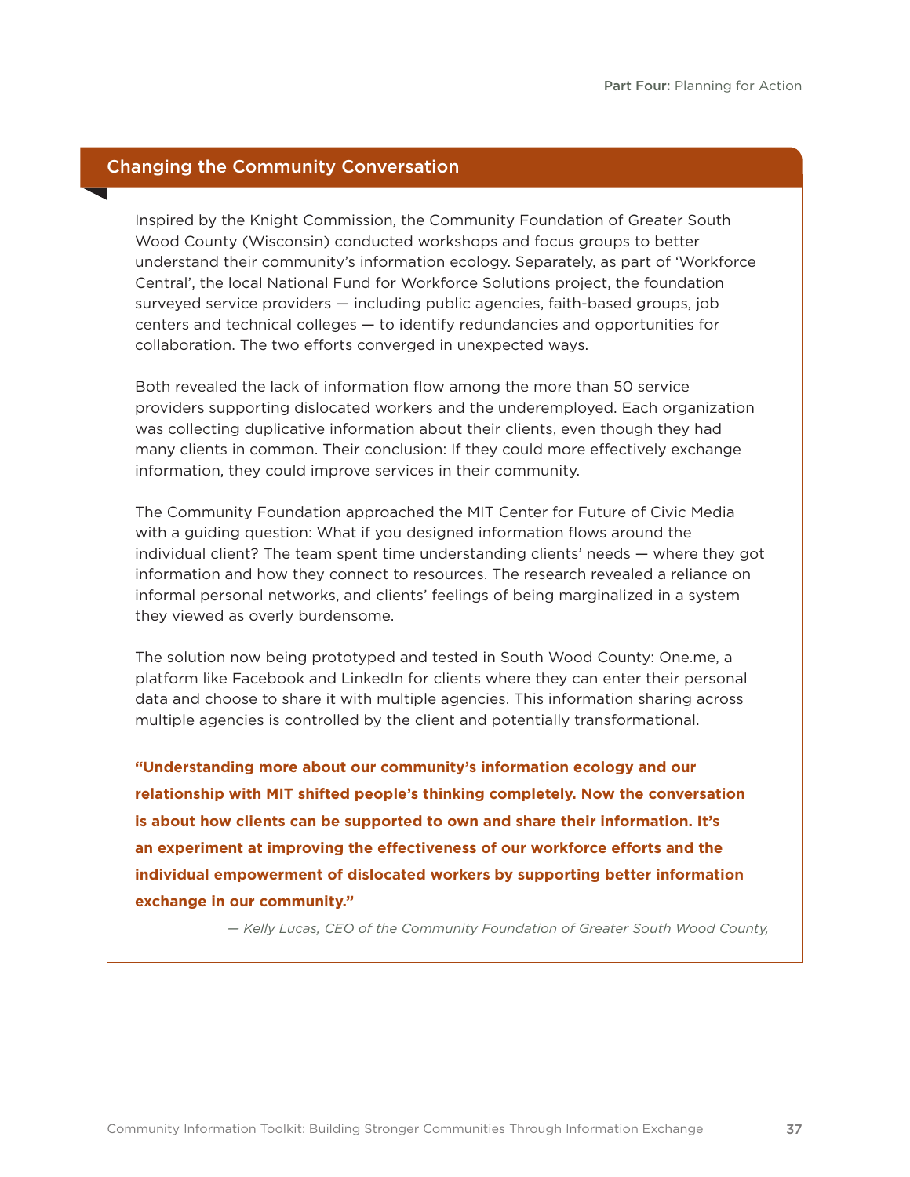## Changing the Community Conversation

Inspired by the Knight Commission, the Community Foundation of Greater South Wood County (Wisconsin) conducted workshops and focus groups to better understand their community's information ecology. Separately, as part of 'Workforce Central', the local National Fund for Workforce Solutions project, the foundation surveyed service providers — including public agencies, faith-based groups, job centers and technical colleges — to identify redundancies and opportunities for collaboration. The two efforts converged in unexpected ways.

Both revealed the lack of information flow among the more than 50 service providers supporting dislocated workers and the underemployed. Each organization was collecting duplicative information about their clients, even though they had many clients in common. Their conclusion: If they could more effectively exchange information, they could improve services in their community.

The Community Foundation approached the MIT Center for Future of Civic Media with a guiding question: What if you designed information flows around the individual client? The team spent time understanding clients' needs — where they got information and how they connect to resources. The research revealed a reliance on informal personal networks, and clients' feelings of being marginalized in a system they viewed as overly burdensome.

The solution now being prototyped and tested in South Wood County: One.me, a platform like Facebook and LinkedIn for clients where they can enter their personal data and choose to share it with multiple agencies. This information sharing across multiple agencies is controlled by the client and potentially transformational.

**"Understanding more about our community's information ecology and our relationship with MIT shifted people's thinking completely. Now the conversation is about how clients can be supported to own and share their information. It's an experiment at improving the effectiveness of our workforce efforts and the individual empowerment of dislocated workers by supporting better information exchange in our community."**

*— Kelly Lucas, CEO of the Community Foundation of Greater South Wood County,*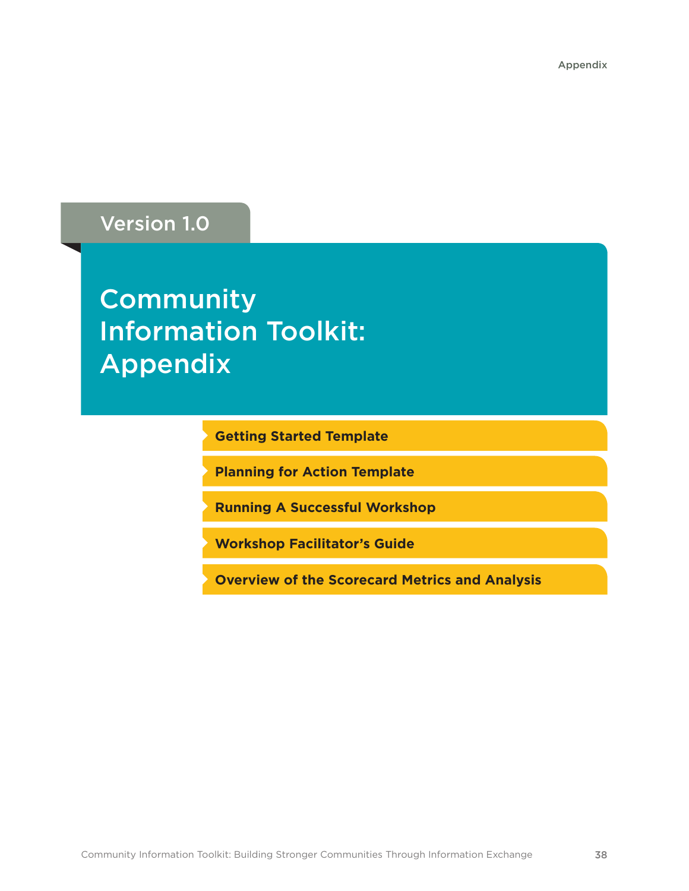Version 1.0

# Community Information Toolkit: Appendix

- **Getting Started Template**
- **Planning for Action Template**
- **Running A Successful Workshop**
- **Workshop Facilitator's Guide**
- **Overview of the Scorecard Metrics and Analysis**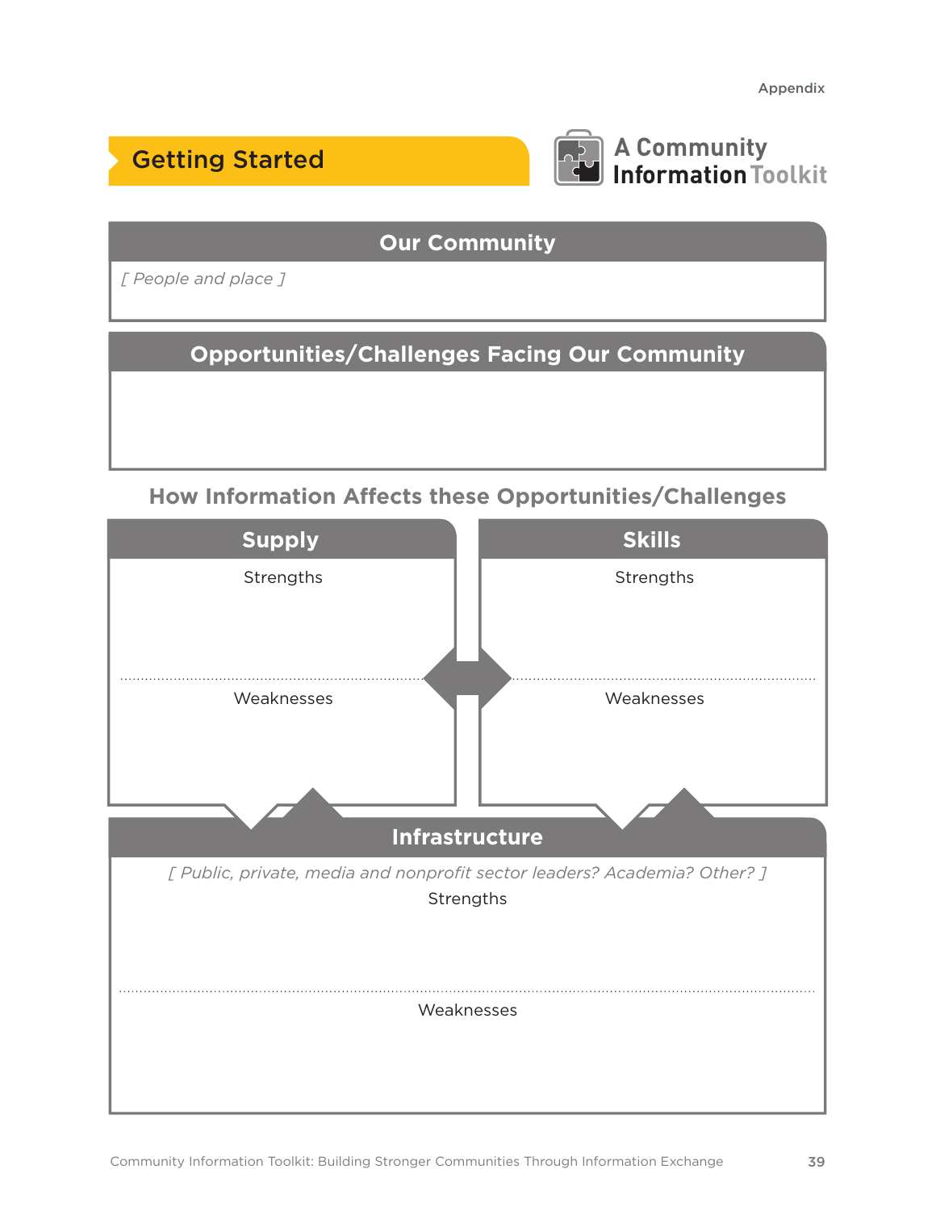## Getting Started

**A Community Information Toolkit**

### Our Community

*[ People and place ]*

### Opportunities/Challenges Facing Our Community

### How Information Affects these Opportunities/Challenges

#### Supply

Strengths

Weaknesses

#### Skills

Strengths

Weaknesses

#### Infrastructure

*[ Public, private, media and nonprofit sector leaders? Academia? Other? ]*

Strengths

Weaknesses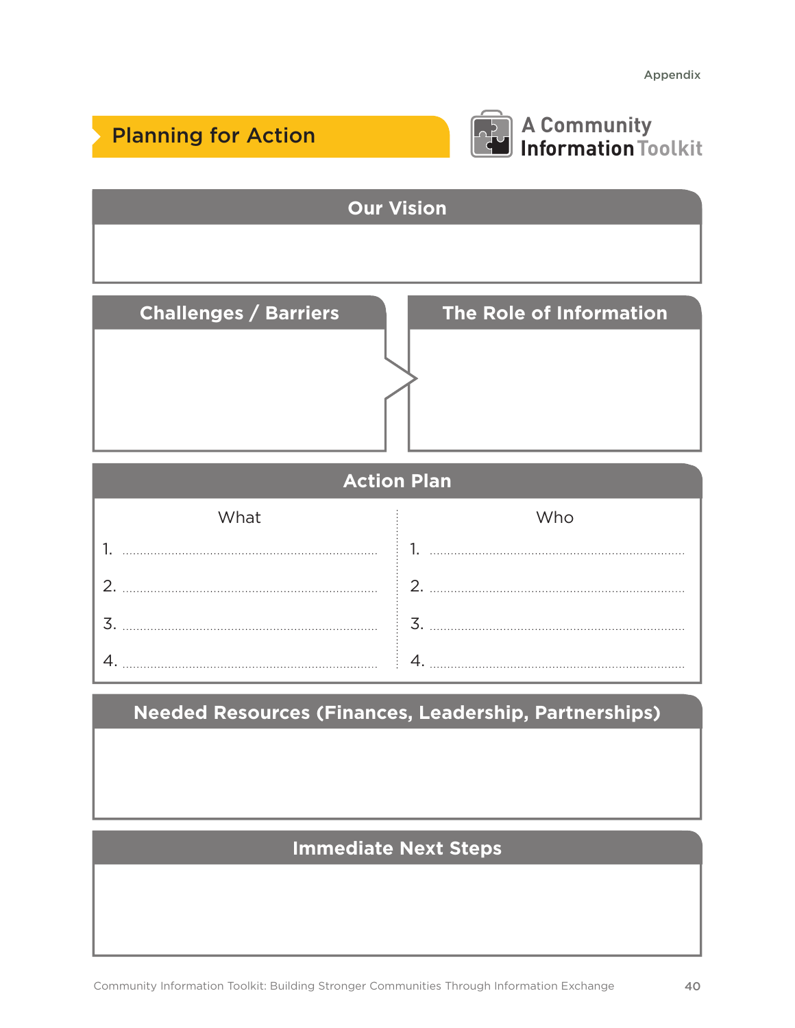# Planning for Action

A Community Information Toolkit

## Our Vision

## Challenges / Barriers

## The Role of Information

## Action Plan

| What | Who |
| --- | --- |
| 1. | 1. |
| 2. | 2. |
| 3. | 3. |
| 4. | 4. |

## Needed Resources (Finances, Leadership, Partnerships)

## Immediate Next Steps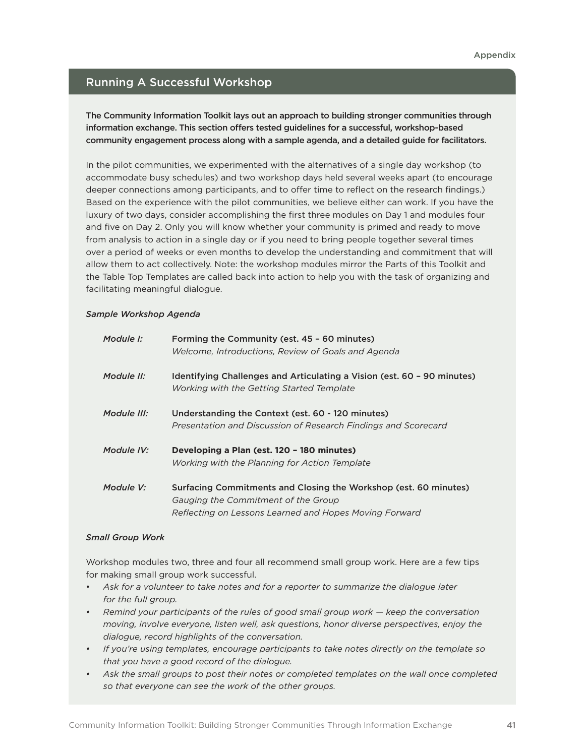## Running A Successful Workshop

**The Community Information Toolkit lays out an approach to building stronger communities through information exchange. This section offers tested guidelines for a successful, workshop-based community engagement process along with a sample agenda, and a detailed guide for facilitators.**

In the pilot communities, we experimented with the alternatives of a single day workshop (to accommodate busy schedules) and two workshop days held several weeks apart (to encourage deeper connections among participants, and to offer time to reflect on the research findings.) Based on the experience with the pilot communities, we believe either can work. If you have the luxury of two days, consider accomplishing the first three modules on Day 1 and modules four and five on Day 2. Only you will know whether your community is primed and ready to move from analysis to action in a single day or if you need to bring people together several times over a period of weeks or even months to develop the understanding and commitment that will allow them to act collectively. Note: the workshop modules mirror the Parts of this Toolkit and the Table Top Templates are called back into action to help you with the task of organizing and facilitating meaningful dialogue.

*Sample Workshop Agenda*

*Module I:* Forming the Community (est. 45 – 60 minutes)
*Welcome, Introductions, Review of Goals and Agenda*

*Module II:* Identifying Challenges and Articulating a Vision (est. 60 – 90 minutes)
*Working with the Getting Started Template*

*Module III:* Understanding the Context (est. 60 - 120 minutes)
*Presentation and Discussion of Research Findings and Scorecard*

*Module IV:* **Developing a Plan (est. 120 – 180 minutes)**
*Working with the Planning for Action Template*

*Module V:* Surfacing Commitments and Closing the Workshop (est. 60 minutes)
*Gauging the Commitment of the Group*
*Reflecting on Lessons Learned and Hopes Moving Forward*

*Small Group Work*

Workshop modules two, three and four all recommend small group work. Here are a few tips for making small group work successful.

- *Ask for a volunteer to take notes and for a reporter to summarize the dialogue later for the full group.*
- *Remind your participants of the rules of good small group work — keep the conversation moving, involve everyone, listen well, ask questions, honor diverse perspectives, enjoy the dialogue, record highlights of the conversation.*
- *If you're using templates, encourage participants to take notes directly on the template so that you have a good record of the dialogue.*
- *Ask the small groups to post their notes or completed templates on the wall once completed so that everyone can see the work of the other groups.*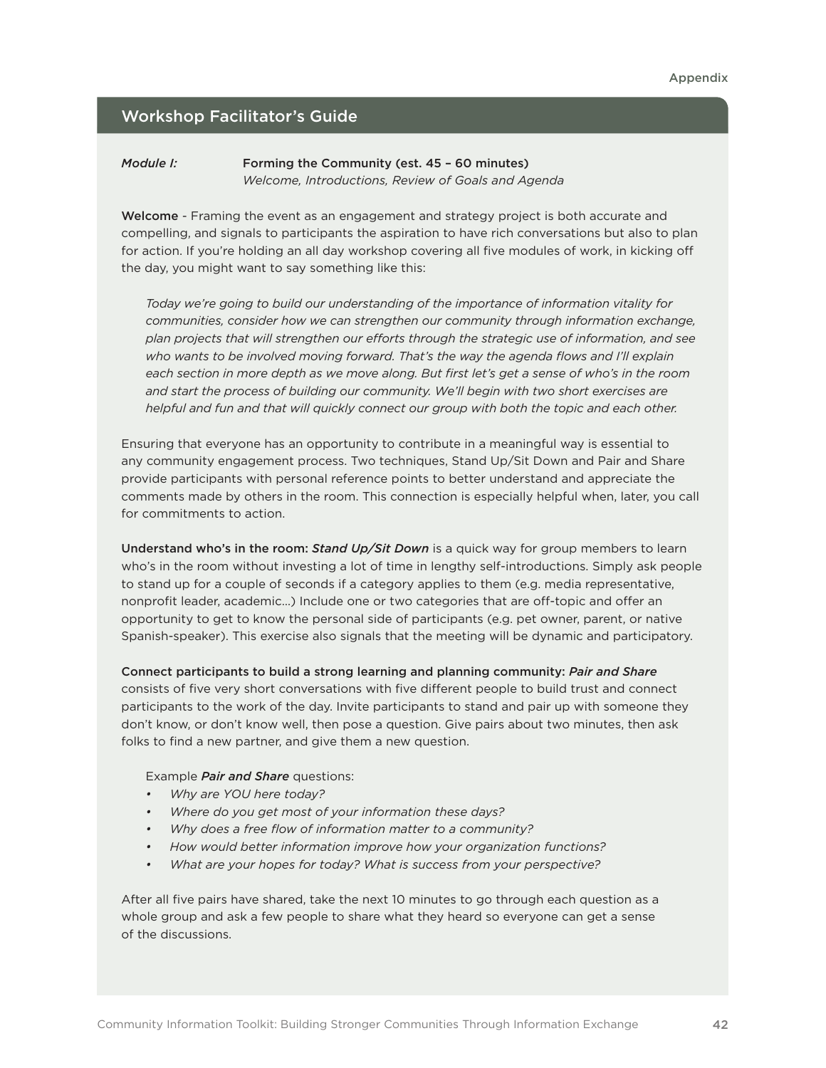## Workshop Facilitator's Guide

*Module I:* **Forming the Community (est. 45 – 60 minutes)**
*Welcome, Introductions, Review of Goals and Agenda*

**Welcome** - Framing the event as an engagement and strategy project is both accurate and compelling, and signals to participants the aspiration to have rich conversations but also to plan for action. If you're holding an all day workshop covering all five modules of work, in kicking off the day, you might want to say something like this:

> *Today we're going to build our understanding of the importance of information vitality for communities, consider how we can strengthen our community through information exchange, plan projects that will strengthen our efforts through the strategic use of information, and see who wants to be involved moving forward. That's the way the agenda flows and I'll explain each section in more depth as we move along. But first let's get a sense of who's in the room and start the process of building our community. We'll begin with two short exercises are helpful and fun and that will quickly connect our group with both the topic and each other.*

Ensuring that everyone has an opportunity to contribute in a meaningful way is essential to any community engagement process. Two techniques, Stand Up/Sit Down and Pair and Share provide participants with personal reference points to better understand and appreciate the comments made by others in the room. This connection is especially helpful when, later, you call for commitments to action.

**Understand who's in the room:** ***Stand Up/Sit Down*** is a quick way for group members to learn who's in the room without investing a lot of time in lengthy self-introductions. Simply ask people to stand up for a couple of seconds if a category applies to them (e.g. media representative, nonprofit leader, academic...) Include one or two categories that are off-topic and offer an opportunity to get to know the personal side of participants (e.g. pet owner, parent, or native Spanish-speaker). This exercise also signals that the meeting will be dynamic and participatory.

**Connect participants to build a strong learning and planning community:** ***Pair and Share*** consists of five very short conversations with five different people to build trust and connect participants to the work of the day. Invite participants to stand and pair up with someone they don't know, or don't know well, then pose a question. Give pairs about two minutes, then ask folks to find a new partner, and give them a new question.

Example ***Pair and Share*** questions:

- *Why are YOU here today?*
- *Where do you get most of your information these days?*
- *Why does a free flow of information matter to a community?*
- *How would better information improve how your organization functions?*
- *What are your hopes for today? What is success from your perspective?*

After all five pairs have shared, take the next 10 minutes to go through each question as a whole group and ask a few people to share what they heard so everyone can get a sense of the discussions.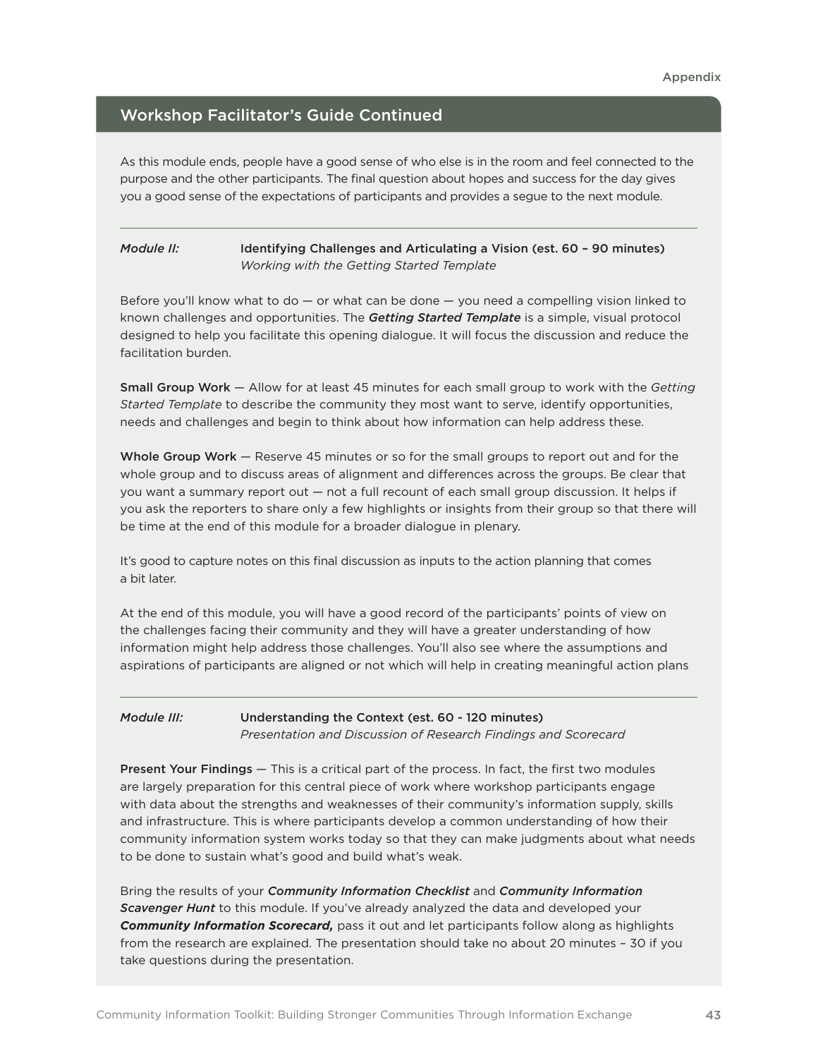## Workshop Facilitator's Guide Continued

As this module ends, people have a good sense of who else is in the room and feel connected to the purpose and the other participants. The final question about hopes and success for the day gives you a good sense of the expectations of participants and provides a segue to the next module.

---

*Module II:* **Identifying Challenges and Articulating a Vision (est. 60 – 90 minutes)**
*Working with the Getting Started Template*

Before you'll know what to do — or what can be done — you need a compelling vision linked to known challenges and opportunities. The ***Getting Started Template*** is a simple, visual protocol designed to help you facilitate this opening dialogue. It will focus the discussion and reduce the facilitation burden.

**Small Group Work** — Allow for at least 45 minutes for each small group to work with the *Getting Started Template* to describe the community they most want to serve, identify opportunities, needs and challenges and begin to think about how information can help address these.

**Whole Group Work** — Reserve 45 minutes or so for the small groups to report out and for the whole group and to discuss areas of alignment and differences across the groups. Be clear that you want a summary report out — not a full recount of each small group discussion. It helps if you ask the reporters to share only a few highlights or insights from their group so that there will be time at the end of this module for a broader dialogue in plenary.

It's good to capture notes on this final discussion as inputs to the action planning that comes a bit later.

At the end of this module, you will have a good record of the participants' points of view on the challenges facing their community and they will have a greater understanding of how information might help address those challenges. You'll also see where the assumptions and aspirations of participants are aligned or not which will help in creating meaningful action plans

---

*Module III:* **Understanding the Context (est. 60 - 120 minutes)**
*Presentation and Discussion of Research Findings and Scorecard*

**Present Your Findings** — This is a critical part of the process. In fact, the first two modules are largely preparation for this central piece of work where workshop participants engage with data about the strengths and weaknesses of their community's information supply, skills and infrastructure. This is where participants develop a common understanding of how their community information system works today so that they can make judgments about what needs to be done to sustain what's good and build what's weak.

Bring the results of your ***Community Information Checklist*** and ***Community Information Scavenger Hunt*** to this module. If you've already analyzed the data and developed your ***Community Information Scorecard,*** pass it out and let participants follow along as highlights from the research are explained. The presentation should take no about 20 minutes – 30 if you take questions during the presentation.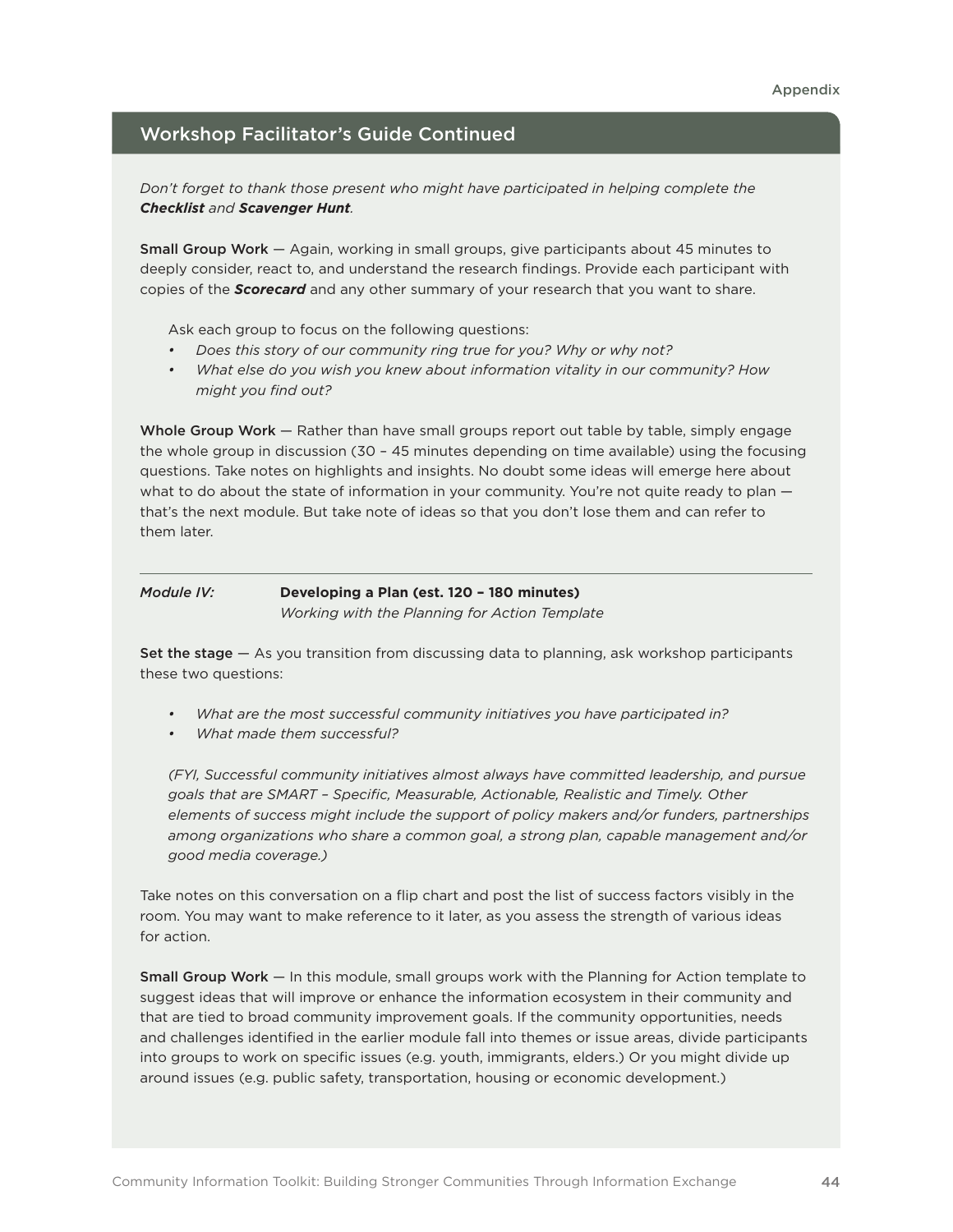## Workshop Facilitator's Guide Continued

*Don't forget to thank those present who might have participated in helping complete the **Checklist** and **Scavenger Hunt**.*

**Small Group Work** — Again, working in small groups, give participants about 45 minutes to deeply consider, react to, and understand the research findings. Provide each participant with copies of the ***Scorecard*** and any other summary of your research that you want to share.

Ask each group to focus on the following questions:

- *Does this story of our community ring true for you? Why or why not?*
- *What else do you wish you knew about information vitality in our community? How might you find out?*

**Whole Group Work** — Rather than have small groups report out table by table, simply engage the whole group in discussion (30 – 45 minutes depending on time available) using the focusing questions. Take notes on highlights and insights. No doubt some ideas will emerge here about what to do about the state of information in your community. You're not quite ready to plan — that's the next module. But take note of ideas so that you don't lose them and can refer to them later.

---

*Module IV:* **Developing a Plan (est. 120 – 180 minutes)**
*Working with the Planning for Action Template*

**Set the stage** — As you transition from discussing data to planning, ask workshop participants these two questions:

- *What are the most successful community initiatives you have participated in?*
- *What made them successful?*

*(FYI, Successful community initiatives almost always have committed leadership, and pursue goals that are SMART – Specific, Measurable, Actionable, Realistic and Timely. Other elements of success might include the support of policy makers and/or funders, partnerships among organizations who share a common goal, a strong plan, capable management and/or good media coverage.)*

Take notes on this conversation on a flip chart and post the list of success factors visibly in the room. You may want to make reference to it later, as you assess the strength of various ideas for action.

**Small Group Work** — In this module, small groups work with the Planning for Action template to suggest ideas that will improve or enhance the information ecosystem in their community and that are tied to broad community improvement goals. If the community opportunities, needs and challenges identified in the earlier module fall into themes or issue areas, divide participants into groups to work on specific issues (e.g. youth, immigrants, elders.) Or you might divide up around issues (e.g. public safety, transportation, housing or economic development.)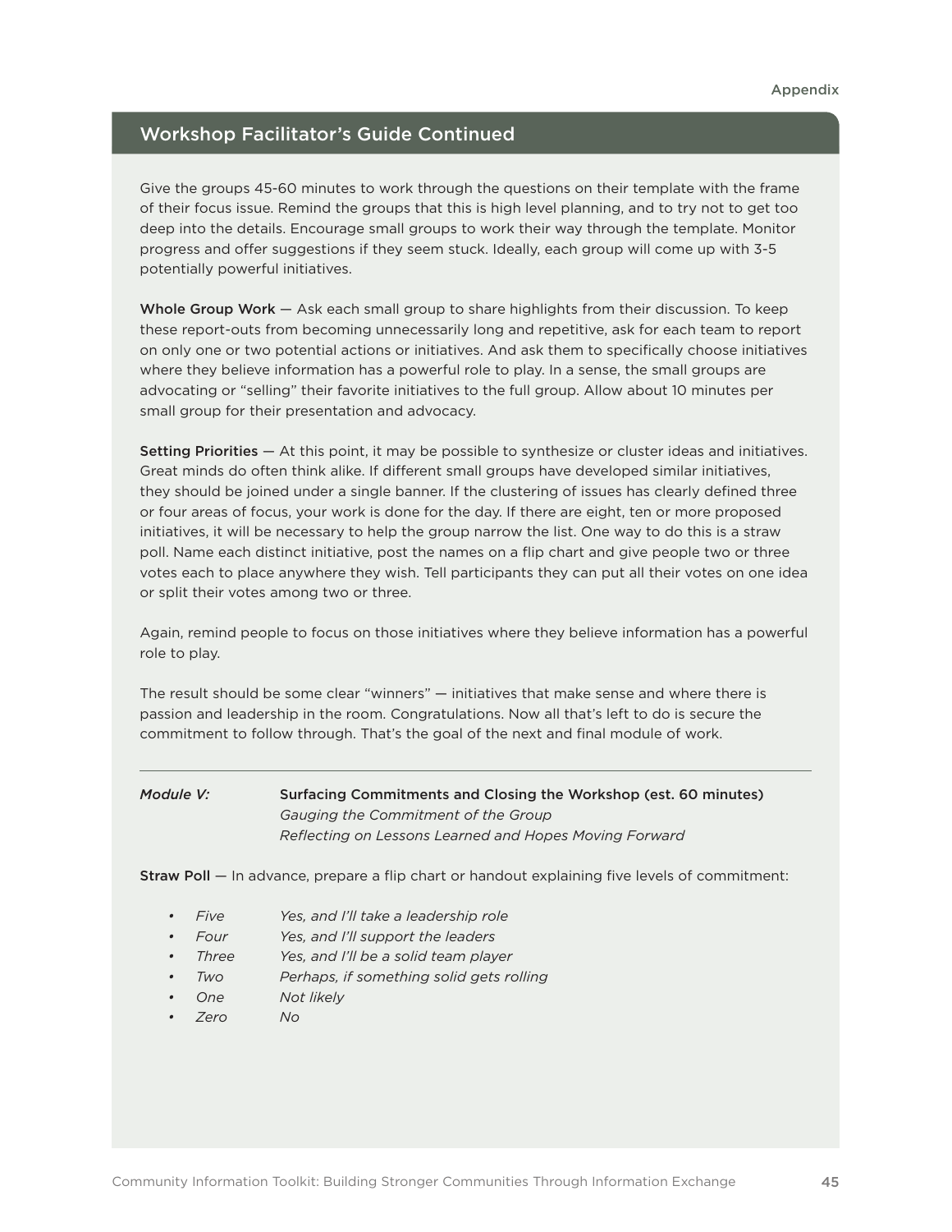## Workshop Facilitator's Guide Continued

Give the groups 45-60 minutes to work through the questions on their template with the frame of their focus issue. Remind the groups that this is high level planning, and to try not to get too deep into the details. Encourage small groups to work their way through the template. Monitor progress and offer suggestions if they seem stuck. Ideally, each group will come up with 3-5 potentially powerful initiatives.

**Whole Group Work** — Ask each small group to share highlights from their discussion. To keep these report-outs from becoming unnecessarily long and repetitive, ask for each team to report on only one or two potential actions or initiatives. And ask them to specifically choose initiatives where they believe information has a powerful role to play. In a sense, the small groups are advocating or "selling" their favorite initiatives to the full group. Allow about 10 minutes per small group for their presentation and advocacy.

**Setting Priorities** — At this point, it may be possible to synthesize or cluster ideas and initiatives. Great minds do often think alike. If different small groups have developed similar initiatives, they should be joined under a single banner. If the clustering of issues has clearly defined three or four areas of focus, your work is done for the day. If there are eight, ten or more proposed initiatives, it will be necessary to help the group narrow the list. One way to do this is a straw poll. Name each distinct initiative, post the names on a flip chart and give people two or three votes each to place anywhere they wish. Tell participants they can put all their votes on one idea or split their votes among two or three.

Again, remind people to focus on those initiatives where they believe information has a powerful role to play.

The result should be some clear "winners" — initiatives that make sense and where there is passion and leadership in the room. Congratulations. Now all that's left to do is secure the commitment to follow through. That's the goal of the next and final module of work.

---

*Module V:* **Surfacing Commitments and Closing the Workshop (est. 60 minutes)**
*Gauging the Commitment of the Group*
*Reflecting on Lessons Learned and Hopes Moving Forward*

**Straw Poll** — In advance, prepare a flip chart or handout explaining five levels of commitment:

- *Five* *Yes, and I'll take a leadership role*
- *Four* *Yes, and I'll support the leaders*
- *Three* *Yes, and I'll be a solid team player*
- *Two* *Perhaps, if something solid gets rolling*
- *One* *Not likely*
- *Zero* *No*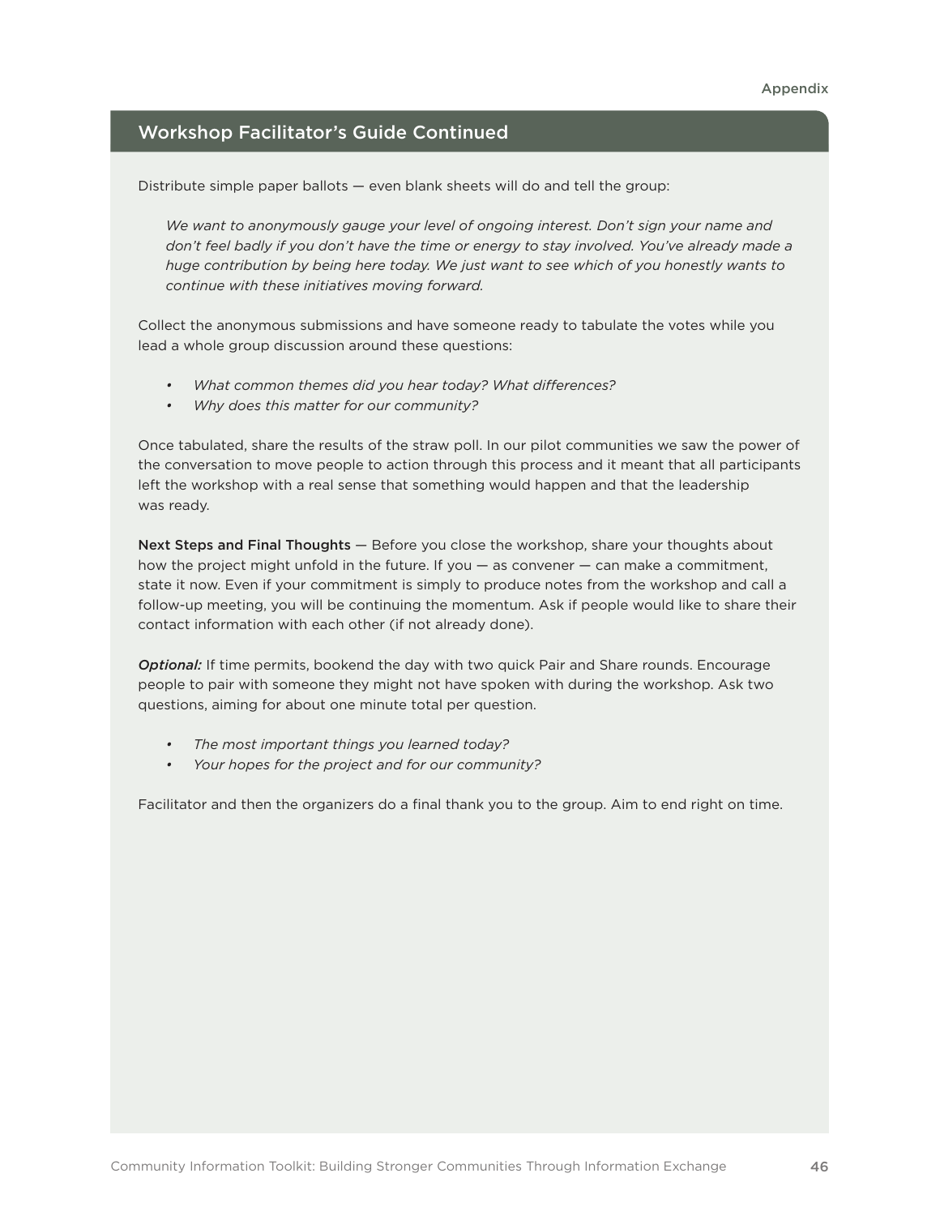## Workshop Facilitator's Guide Continued

Distribute simple paper ballots — even blank sheets will do and tell the group:

> *We want to anonymously gauge your level of ongoing interest. Don't sign your name and don't feel badly if you don't have the time or energy to stay involved. You've already made a huge contribution by being here today. We just want to see which of you honestly wants to continue with these initiatives moving forward.*

Collect the anonymous submissions and have someone ready to tabulate the votes while you lead a whole group discussion around these questions:

- *What common themes did you hear today? What differences?*
- *Why does this matter for our community?*

Once tabulated, share the results of the straw poll. In our pilot communities we saw the power of the conversation to move people to action through this process and it meant that all participants left the workshop with a real sense that something would happen and that the leadership was ready.

**Next Steps and Final Thoughts** — Before you close the workshop, share your thoughts about how the project might unfold in the future. If you — as convener — can make a commitment, state it now. Even if your commitment is simply to produce notes from the workshop and call a follow-up meeting, you will be continuing the momentum. Ask if people would like to share their contact information with each other (if not already done).

***Optional:*** If time permits, bookend the day with two quick Pair and Share rounds. Encourage people to pair with someone they might not have spoken with during the workshop. Ask two questions, aiming for about one minute total per question.

- *The most important things you learned today?*
- *Your hopes for the project and for our community?*

Facilitator and then the organizers do a final thank you to the group. Aim to end right on time.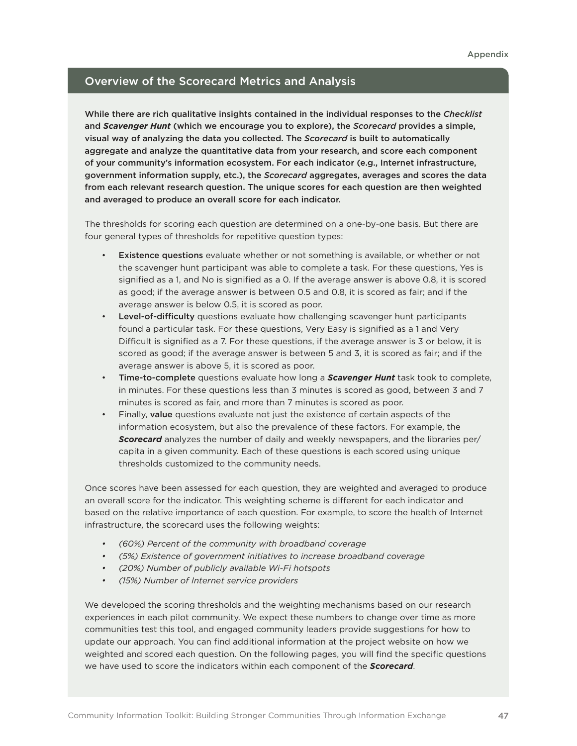## Overview of the Scorecard Metrics and Analysis

**While there are rich qualitative insights contained in the individual responses to the *Checklist* and *Scavenger Hunt* (which we encourage you to explore), the *Scorecard* provides a simple, visual way of analyzing the data you collected. The *Scorecard* is built to automatically aggregate and analyze the quantitative data from your research, and score each component of your community's information ecosystem. For each indicator (e.g., Internet infrastructure, government information supply, etc.), the *Scorecard* aggregates, averages and scores the data from each relevant research question. The unique scores for each question are then weighted and averaged to produce an overall score for each indicator.**

The thresholds for scoring each question are determined on a one-by-one basis. But there are four general types of thresholds for repetitive question types:

- **Existence questions** evaluate whether or not something is available, or whether or not the scavenger hunt participant was able to complete a task. For these questions, Yes is signified as a 1, and No is signified as a 0. If the average answer is above 0.8, it is scored as good; if the average answer is between 0.5 and 0.8, it is scored as fair; and if the average answer is below 0.5, it is scored as poor.
- **Level-of-difficulty** questions evaluate how challenging scavenger hunt participants found a particular task. For these questions, Very Easy is signified as a 1 and Very Difficult is signified as a 7. For these questions, if the average answer is 3 or below, it is scored as good; if the average answer is between 5 and 3, it is scored as fair; and if the average answer is above 5, it is scored as poor.
- **Time-to-complete** questions evaluate how long a ***Scavenger Hunt*** task took to complete, in minutes. For these questions less than 3 minutes is scored as good, between 3 and 7 minutes is scored as fair, and more than 7 minutes is scored as poor.
- Finally, **value** questions evaluate not just the existence of certain aspects of the information ecosystem, but also the prevalence of these factors. For example, the ***Scorecard*** analyzes the number of daily and weekly newspapers, and the libraries per/capita in a given community. Each of these questions is each scored using unique thresholds customized to the community needs.

Once scores have been assessed for each question, they are weighted and averaged to produce an overall score for the indicator. This weighting scheme is different for each indicator and based on the relative importance of each question. For example, to score the health of Internet infrastructure, the scorecard uses the following weights:

- *(60%) Percent of the community with broadband coverage*
- *(5%) Existence of government initiatives to increase broadband coverage*
- *(20%) Number of publicly available Wi-Fi hotspots*
- *(15%) Number of Internet service providers*

We developed the scoring thresholds and the weighting mechanisms based on our research experiences in each pilot community. We expect these numbers to change over time as more communities test this tool, and engaged community leaders provide suggestions for how to update our approach. You can find additional information at the project website on how we weighted and scored each question. On the following pages, you will find the specific questions we have used to score the indicators within each component of the ***Scorecard***.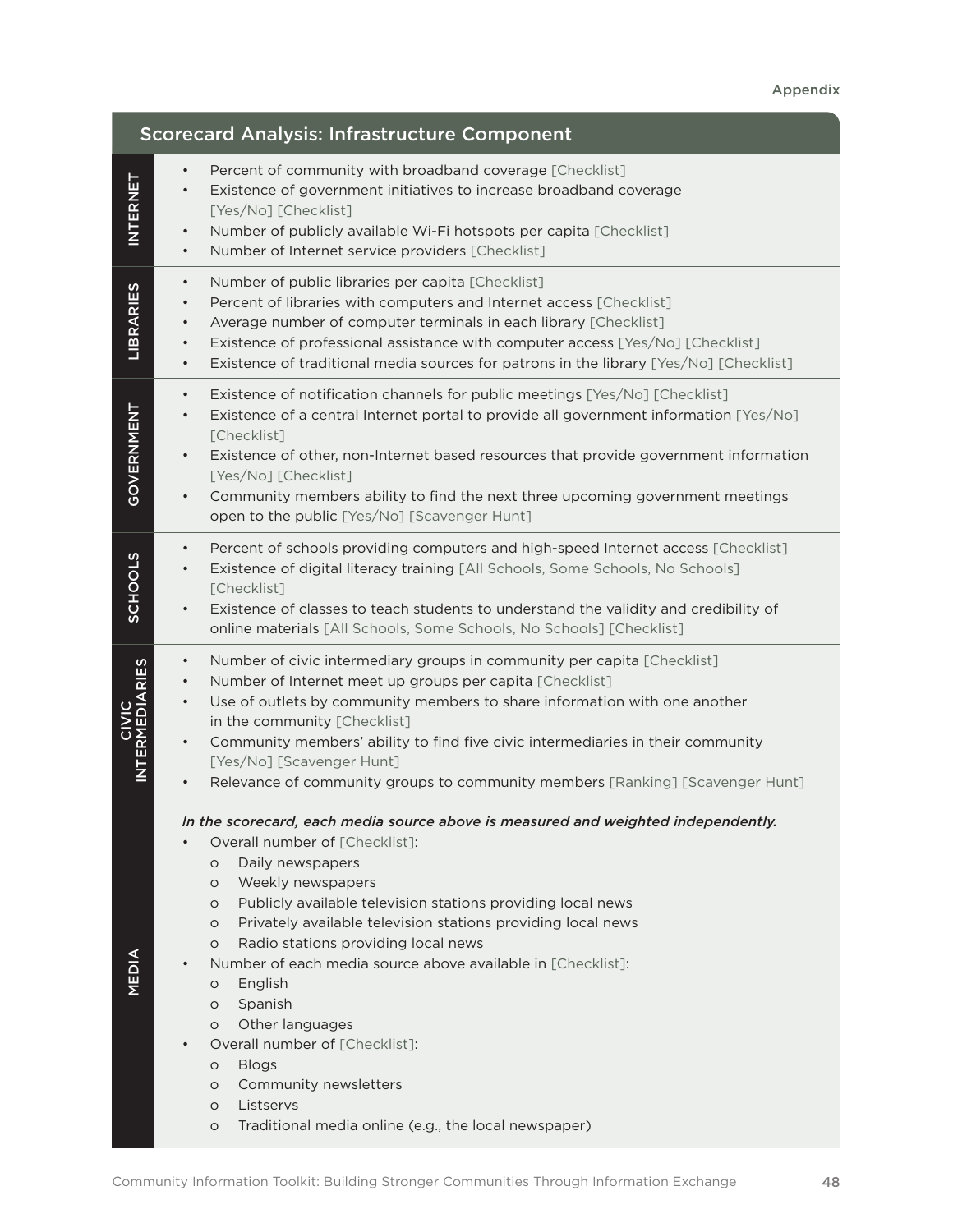## Scorecard Analysis: Infrastructure Component

| | |
|---|---|
| INTERNET | • Percent of community with broadband coverage [Checklist]<br>• Existence of government initiatives to increase broadband coverage [Yes/No] [Checklist]<br>• Number of publicly available Wi-Fi hotspots per capita [Checklist]<br>• Number of Internet service providers [Checklist] |
| LIBRARIES | • Number of public libraries per capita [Checklist]<br>• Percent of libraries with computers and Internet access [Checklist]<br>• Average number of computer terminals in each library [Checklist]<br>• Existence of professional assistance with computer access [Yes/No] [Checklist]<br>• Existence of traditional media sources for patrons in the library [Yes/No] [Checklist] |
| GOVERNMENT | • Existence of notification channels for public meetings [Yes/No] [Checklist]<br>• Existence of a central Internet portal to provide all government information [Yes/No] [Checklist]<br>• Existence of other, non-Internet based resources that provide government information [Yes/No] [Checklist]<br>• Community members ability to find the next three upcoming government meetings open to the public [Yes/No] [Scavenger Hunt] |
| SCHOOLS | • Percent of schools providing computers and high-speed Internet access [Checklist]<br>• Existence of digital literacy training [All Schools, Some Schools, No Schools] [Checklist]<br>• Existence of classes to teach students to understand the validity and credibility of online materials [All Schools, Some Schools, No Schools] [Checklist] |
| CIVIC INTERMEDIARIES | • Number of civic intermediary groups in community per capita [Checklist]<br>• Number of Internet meet up groups per capita [Checklist]<br>• Use of outlets by community members to share information with one another in the community [Checklist]<br>• Community members' ability to find five civic intermediaries in their community [Yes/No] [Scavenger Hunt]<br>• Relevance of community groups to community members [Ranking] [Scavenger Hunt] |
| MEDIA | *In the scorecard, each media source above is measured and weighted independently.*<br>• Overall number of [Checklist]:<br>o Daily newspapers<br>o Weekly newspapers<br>o Publicly available television stations providing local news<br>o Privately available television stations providing local news<br>o Radio stations providing local news<br>• Number of each media source above available in [Checklist]:<br>o English<br>o Spanish<br>o Other languages<br>• Overall number of [Checklist]:<br>o Blogs<br>o Community newsletters<br>o Listservs<br>o Traditional media online (e.g., the local newspaper) |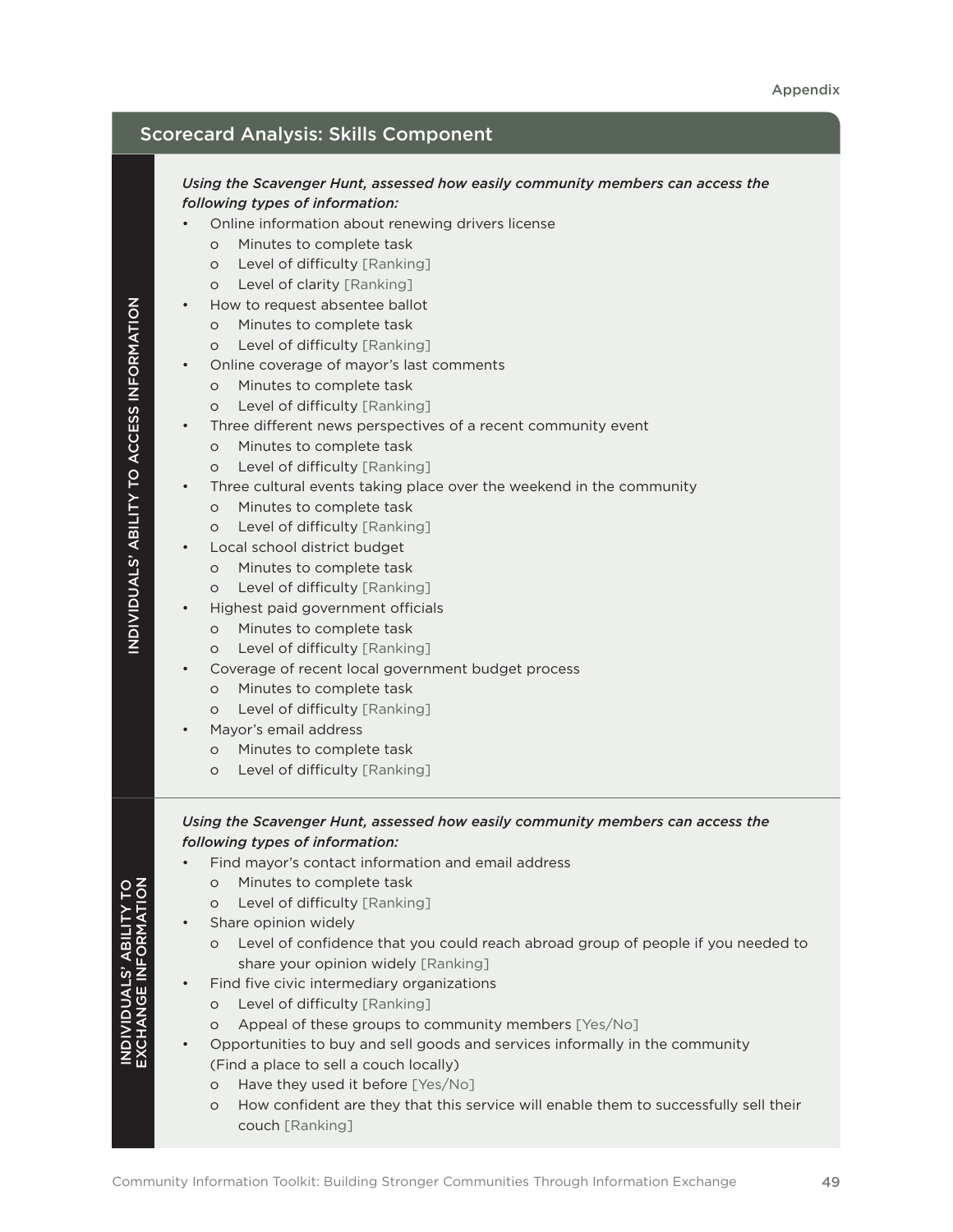## Scorecard Analysis: Skills Component

### INDIVIDUALS' ABILITY TO ACCESS INFORMATION

***Using the Scavenger Hunt, assessed how easily community members can access the following types of information:***

- Online information about renewing drivers license
  - Minutes to complete task
  - Level of difficulty [Ranking]
  - Level of clarity [Ranking]
- How to request absentee ballot
  - Minutes to complete task
  - Level of difficulty [Ranking]
- Online coverage of mayor's last comments
  - Minutes to complete task
  - Level of difficulty [Ranking]
- Three different news perspectives of a recent community event
  - Minutes to complete task
  - Level of difficulty [Ranking]
- Three cultural events taking place over the weekend in the community
  - Minutes to complete task
  - Level of difficulty [Ranking]
- Local school district budget
  - Minutes to complete task
  - Level of difficulty [Ranking]
- Highest paid government officials
  - Minutes to complete task
  - Level of difficulty [Ranking]
- Coverage of recent local government budget process
  - Minutes to complete task
  - Level of difficulty [Ranking]
- Mayor's email address
  - Minutes to complete task
  - Level of difficulty [Ranking]

### INDIVIDUALS' ABILITY TO EXCHANGE INFORMATION

***Using the Scavenger Hunt, assessed how easily community members can access the following types of information:***

- Find mayor's contact information and email address
  - Minutes to complete task
  - Level of difficulty [Ranking]
- Share opinion widely
  - Level of confidence that you could reach abroad group of people if you needed to share your opinion widely [Ranking]
- Find five civic intermediary organizations
  - Level of difficulty [Ranking]
  - Appeal of these groups to community members [Yes/No]
- Opportunities to buy and sell goods and services informally in the community (Find a place to sell a couch locally)
  - Have they used it before [Yes/No]
  - How confident are they that this service will enable them to successfully sell their couch [Ranking]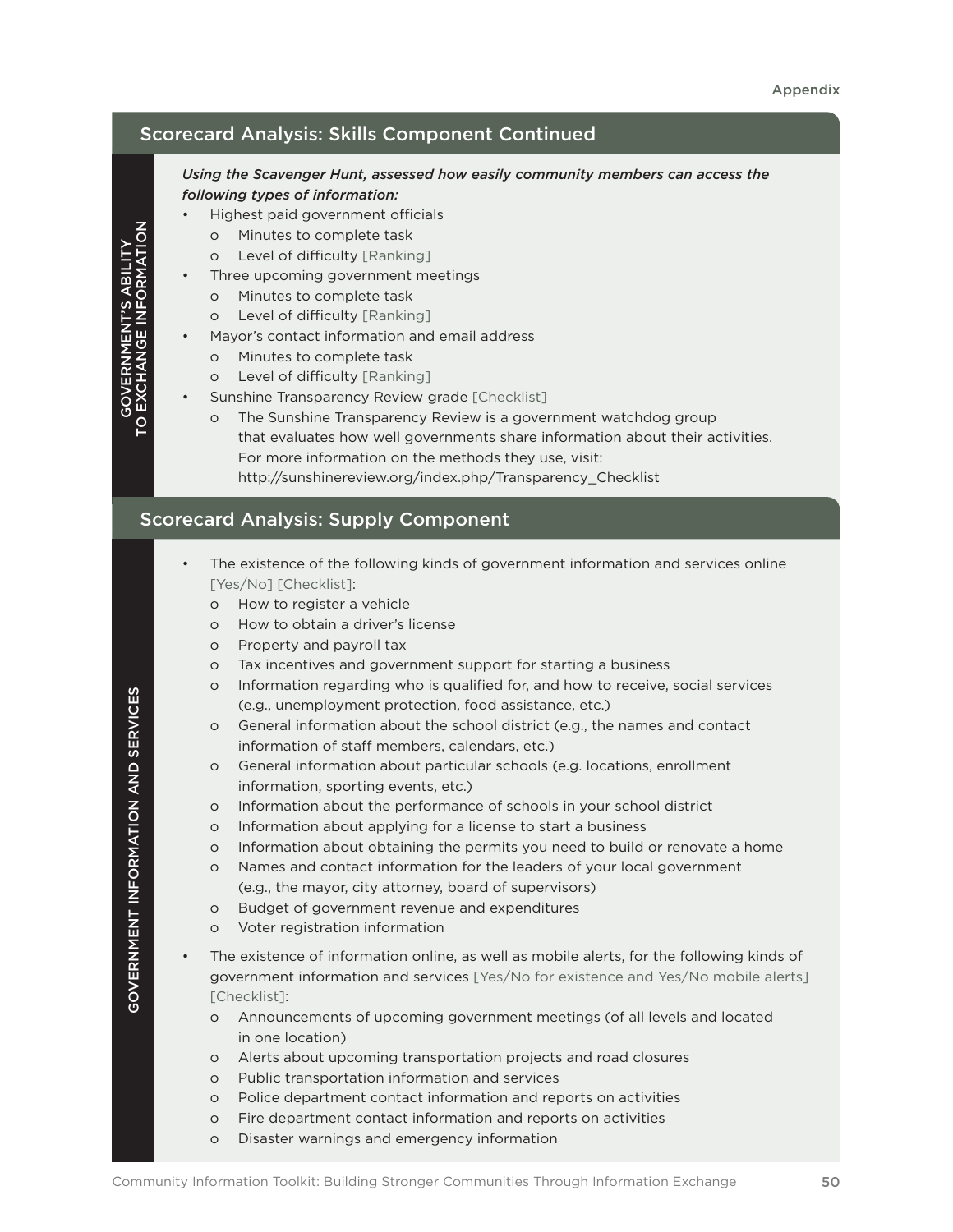## Scorecard Analysis: Skills Component Continued

GOVERNMENT'S ABILITY TO EXCHANGE INFORMATION

***Using the Scavenger Hunt, assessed how easily community members can access the following types of information:***

- Highest paid government officials
  - Minutes to complete task
  - Level of difficulty [Ranking]
- Three upcoming government meetings
  - Minutes to complete task
  - Level of difficulty [Ranking]
- Mayor's contact information and email address
  - Minutes to complete task
  - Level of difficulty [Ranking]
- Sunshine Transparency Review grade [Checklist]
  - The Sunshine Transparency Review is a government watchdog group that evaluates how well governments share information about their activities. For more information on the methods they use, visit: http://sunshinereview.org/index.php/Transparency_Checklist

## Scorecard Analysis: Supply Component

GOVERNMENT INFORMATION AND SERVICES

- The existence of the following kinds of government information and services online [Yes/No] [Checklist]:
  - How to register a vehicle
  - How to obtain a driver's license
  - Property and payroll tax
  - Tax incentives and government support for starting a business
  - Information regarding who is qualified for, and how to receive, social services (e.g., unemployment protection, food assistance, etc.)
  - General information about the school district (e.g., the names and contact information of staff members, calendars, etc.)
  - General information about particular schools (e.g. locations, enrollment information, sporting events, etc.)
  - Information about the performance of schools in your school district
  - Information about applying for a license to start a business
  - Information about obtaining the permits you need to build or renovate a home
  - Names and contact information for the leaders of your local government (e.g., the mayor, city attorney, board of supervisors)
  - Budget of government revenue and expenditures
  - Voter registration information
- The existence of information online, as well as mobile alerts, for the following kinds of government information and services [Yes/No for existence and Yes/No mobile alerts] [Checklist]:
  - Announcements of upcoming government meetings (of all levels and located in one location)
  - Alerts about upcoming transportation projects and road closures
  - Public transportation information and services
  - Police department contact information and reports on activities
  - Fire department contact information and reports on activities
  - Disaster warnings and emergency information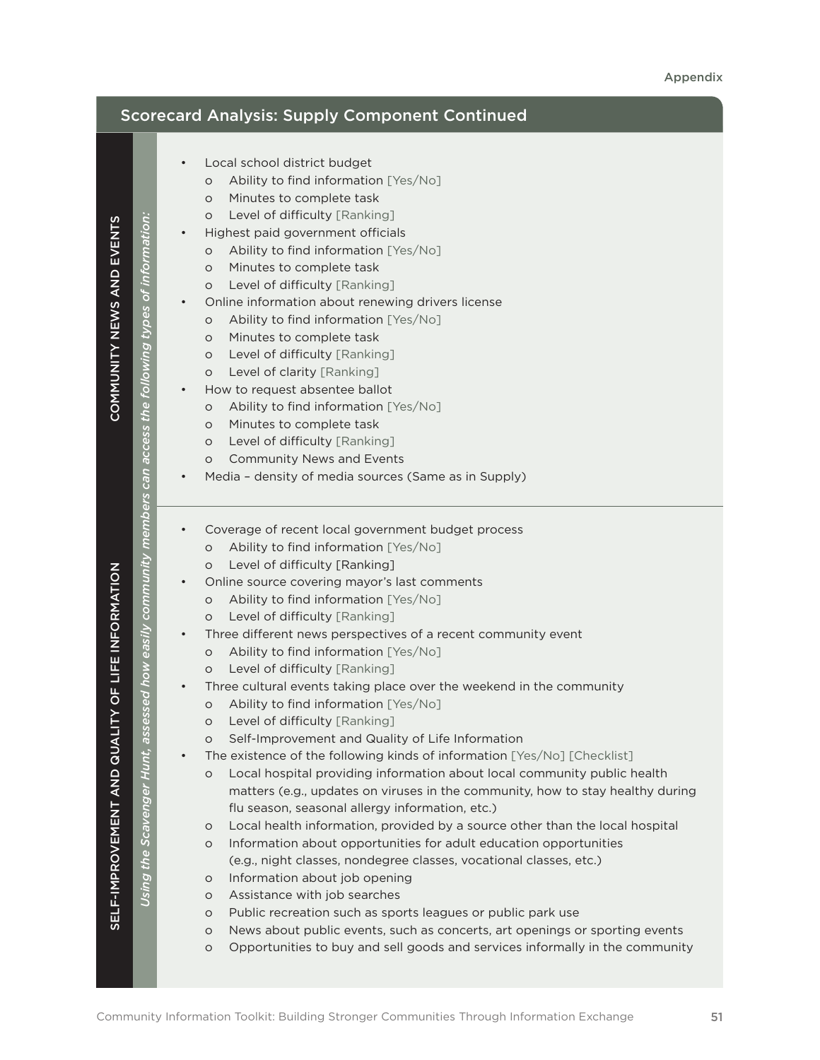## Scorecard Analysis: Supply Component Continued

*Using the Scavenger Hunt, assessed how easily community members can access the following types of information:*

### COMMUNITY NEWS AND EVENTS

- Local school district budget
  - o Ability to find information [Yes/No]
  - o Minutes to complete task
  - o Level of difficulty [Ranking]
- Highest paid government officials
  - o Ability to find information [Yes/No]
  - o Minutes to complete task
  - o Level of difficulty [Ranking]
- Online information about renewing drivers license
  - o Ability to find information [Yes/No]
  - o Minutes to complete task
  - o Level of difficulty [Ranking]
  - o Level of clarity [Ranking]
- How to request absentee ballot
  - o Ability to find information [Yes/No]
  - o Minutes to complete task
  - o Level of difficulty [Ranking]
  - o Community News and Events
- Media – density of media sources (Same as in Supply)

### SELF-IMPROVEMENT AND QUALITY OF LIFE INFORMATION

- Coverage of recent local government budget process
  - o Ability to find information [Yes/No]
  - o Level of difficulty [Ranking]
- Online source covering mayor's last comments
  - o Ability to find information [Yes/No]
  - o Level of difficulty [Ranking]
- Three different news perspectives of a recent community event
  - o Ability to find information [Yes/No]
  - o Level of difficulty [Ranking]
- Three cultural events taking place over the weekend in the community
  - o Ability to find information [Yes/No]
  - o Level of difficulty [Ranking]
  - o Self-Improvement and Quality of Life Information
- The existence of the following kinds of information [Yes/No] [Checklist]
  - o Local hospital providing information about local community public health matters (e.g., updates on viruses in the community, how to stay healthy during flu season, seasonal allergy information, etc.)
  - o Local health information, provided by a source other than the local hospital
  - o Information about opportunities for adult education opportunities (e.g., night classes, nondegree classes, vocational classes, etc.)
  - o Information about job opening
  - o Assistance with job searches
  - o Public recreation such as sports leagues or public park use
  - o News about public events, such as concerts, art openings or sporting events
  - o Opportunities to buy and sell goods and services informally in the community